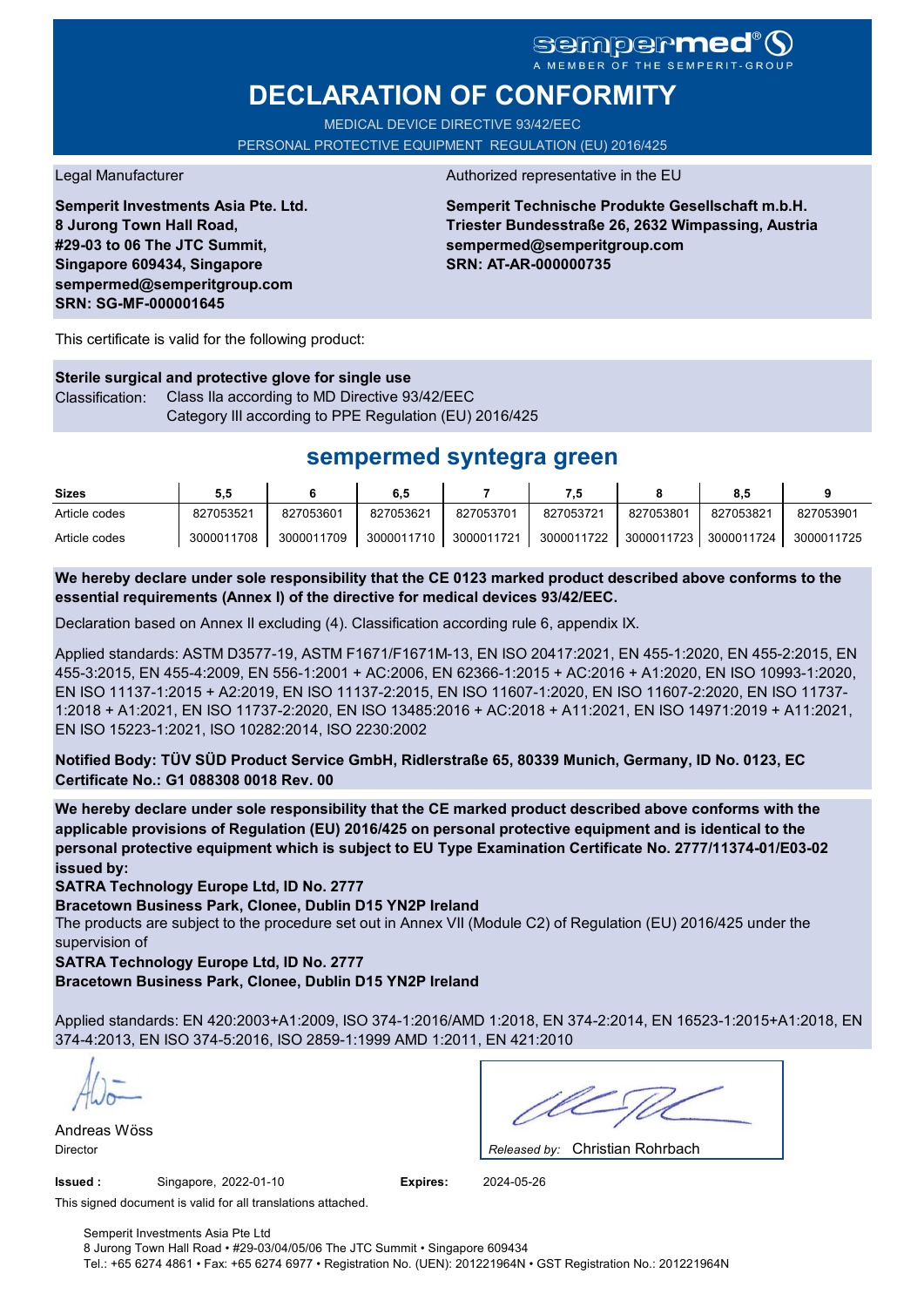sempermed®
A MEMBER OF THE SEMPERIT-GROUP

# DECLARATION OF CONFORMITY

MEDICAL DEVICE DIRECTIVE 93/42/EEC
PERSONAL PROTECTIVE EQUIPMENT REGULATION (EU) 2016/425

Legal Manufacturer

**Semperit Investments Asia Pte. Ltd.**
**8 Jurong Town Hall Road,**
**#29-03 to 06 The JTC Summit,**
**Singapore 609434, Singapore**
**sempermed@semperitgroup.com**
**SRN: SG-MF-000001645**

Authorized representative in the EU

**Semperit Technische Produkte Gesellschaft m.b.H.**
**Triester Bundesstraße 26, 2632 Wimpassing, Austria**
**sempermed@semperitgroup.com**
**SRN: AT-AR-000000735**

This certificate is valid for the following product:

**Sterile surgical and protective glove for single use**
Classification: Class IIa according to MD Directive 93/42/EEC
Category III according to PPE Regulation (EU) 2016/425

## sempermed syntegra green

| Sizes | 5,5 | 6 | 6,5 | 7 | 7,5 | 8 | 8,5 | 9 |
|---|---|---|---|---|---|---|---|---|
| Article codes | 827053521 | 827053601 | 827053621 | 827053701 | 827053721 | 827053801 | 827053821 | 827053901 |
| Article codes | 3000011708 | 3000011709 | 3000011710 | 3000011721 | 3000011722 | 3000011723 | 3000011724 | 3000011725 |

**We hereby declare under sole responsibility that the CE 0123 marked product described above conforms to the essential requirements (Annex I) of the directive for medical devices 93/42/EEC.**

Declaration based on Annex II excluding (4). Classification according rule 6, appendix IX.

Applied standards: ASTM D3577-19, ASTM F1671/F1671M-13, EN ISO 20417:2021, EN 455-1:2020, EN 455-2:2015, EN 455-3:2015, EN 455-4:2009, EN 556-1:2001 + AC:2006, EN 62366-1:2015 + AC:2016 + A1:2020, EN ISO 10993-1:2020, EN ISO 11137-1:2015 + A2:2019, EN ISO 11137-2:2015, EN ISO 11607-1:2020, EN ISO 11607-2:2020, EN ISO 11737-1:2018 + A1:2021, EN ISO 11737-2:2020, EN ISO 13485:2016 + AC:2018 + A11:2021, EN ISO 14971:2019 + A11:2021, EN ISO 15223-1:2021, ISO 10282:2014, ISO 2230:2002

**Notified Body: TÜV SÜD Product Service GmbH, Ridlerstraße 65, 80339 Munich, Germany, ID No. 0123, EC Certificate No.: G1 088308 0018 Rev. 00**

**We hereby declare under sole responsibility that the CE marked product described above conforms with the applicable provisions of Regulation (EU) 2016/425 on personal protective equipment and is identical to the personal protective equipment which is subject to EU Type Examination Certificate No. 2777/11374-01/E03-02 issued by:**

**SATRA Technology Europe Ltd, ID No. 2777**

**Bracetown Business Park, Clonee, Dublin D15 YN2P Ireland**

The products are subject to the procedure set out in Annex VII (Module C2) of Regulation (EU) 2016/425 under the supervision of

**SATRA Technology Europe Ltd, ID No. 2777**

**Bracetown Business Park, Clonee, Dublin D15 YN2P Ireland**

Applied standards: EN 420:2003+A1:2009, ISO 374-1:2016/AMD 1:2018, EN 374-2:2014, EN 16523-1:2015+A1:2018, EN 374-4:2013, EN ISO 374-5:2016, ISO 2859-1:1999 AMD 1:2011, EN 421:2010

Andreas Wöss
Director

*Released by:* Christian Rohrbach

**Issued :** Singapore, 2022-01-10 **Expires:** 2024-05-26

This signed document is valid for all translations attached.

Semperit Investments Asia Pte Ltd
8 Jurong Town Hall Road • #29-03/04/05/06 The JTC Summit • Singapore 609434
Tel.: +65 6274 4861 • Fax: +65 6274 6977 • Registration No. (UEN): 201221964N • GST Registration No.: 201221964N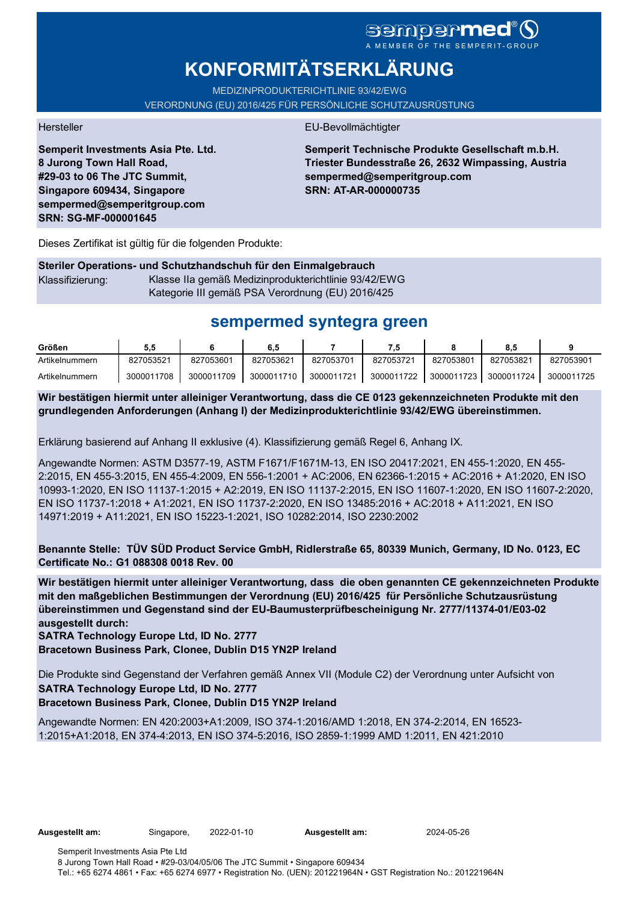sempermed®
A MEMBER OF THE SEMPERIT-GROUP

# KONFORMITÄTSERKLÄRUNG

MEDIZINPRODUKTERICHTLINIE 93/42/EWG

VERORDNUNG (EU) 2016/425 FÜR PERSÖNLICHE SCHUTZAUSRÜSTUNG

Hersteller

**Semperit Investments Asia Pte. Ltd.**
**8 Jurong Town Hall Road,**
**#29-03 to 06 The JTC Summit,**
**Singapore 609434, Singapore**
**sempermed@semperitgroup.com**
**SRN: SG-MF-000001645**

EU-Bevollmächtigter

**Semperit Technische Produkte Gesellschaft m.b.H.**
**Triester Bundesstraße 26, 2632 Wimpassing, Austria**
**sempermed@semperitgroup.com**
**SRN: AT-AR-000000735**

Dieses Zertifikat ist gültig für die folgenden Produkte:

**Steriler Operations- und Schutzhandschuh für den Einmalgebrauch**

Klassifizierung: Klasse IIa gemäß Medizinprodukterichtlinie 93/42/EWG
Kategorie III gemäß PSA Verordnung (EU) 2016/425

## sempermed syntegra green

| Größen | 5,5 | 6 | 6,5 | 7 | 7,5 | 8 | 8,5 | 9 |
|---|---|---|---|---|---|---|---|---|
| Artikelnummern | 827053521 | 827053601 | 827053621 | 827053701 | 827053721 | 827053801 | 827053821 | 827053901 |
| Artikelnummern | 3000011708 | 3000011709 | 3000011710 | 3000011721 | 3000011722 | 3000011723 | 3000011724 | 3000011725 |

**Wir bestätigen hiermit unter alleiniger Verantwortung, dass die CE 0123 gekennzeichneten Produkte mit den grundlegenden Anforderungen (Anhang I) der Medizinprodukterichtlinie 93/42/EWG übereinstimmen.**

Erklärung basierend auf Anhang II exklusive (4). Klassifizierung gemäß Regel 6, Anhang IX.

Angewandte Normen: ASTM D3577-19, ASTM F1671/F1671M-13, EN ISO 20417:2021, EN 455-1:2020, EN 455-2:2015, EN 455-3:2015, EN 455-4:2009, EN 556-1:2001 + AC:2006, EN 62366-1:2015 + AC:2016 + A1:2020, EN ISO 10993-1:2020, EN ISO 11137-1:2015 + A2:2019, EN ISO 11137-2:2015, EN ISO 11607-1:2020, EN ISO 11607-2:2020, EN ISO 11737-1:2018 + A1:2021, EN ISO 11737-2:2020, EN ISO 13485:2016 + AC:2018 + A11:2021, EN ISO 14971:2019 + A11:2021, EN ISO 15223-1:2021, ISO 10282:2014, ISO 2230:2002

**Benannte Stelle: TÜV SÜD Product Service GmbH, Ridlerstraße 65, 80339 Munich, Germany, ID No. 0123, EC Certificate No.: G1 088308 0018 Rev. 00**

**Wir bestätigen hiermit unter alleiniger Verantwortung, dass die oben genannten CE gekennzeichneten Produkte mit den maßgeblichen Bestimmungen der Verordnung (EU) 2016/425 für Persönliche Schutzausrüstung übereinstimmen und Gegenstand sind der EU-Baumusterprüfbescheinigung Nr. 2777/11374-01/E03-02 ausgestellt durch:**
**SATRA Technology Europe Ltd, ID No. 2777**
**Bracetown Business Park, Clonee, Dublin D15 YN2P Ireland**

Die Produkte sind Gegenstand der Verfahren gemäß Annex VII (Module C2) der Verordnung unter Aufsicht von
**SATRA Technology Europe Ltd, ID No. 2777**
**Bracetown Business Park, Clonee, Dublin D15 YN2P Ireland**

Angewandte Normen: EN 420:2003+A1:2009, ISO 374-1:2016/AMD 1:2018, EN 374-2:2014, EN 16523-1:2015+A1:2018, EN 374-4:2013, EN ISO 374-5:2016, ISO 2859-1:1999 AMD 1:2011, EN 421:2010

**Ausgestellt am:** Singapore, 2022-01-10 **Ausgestellt am:** 2024-05-26

Semperit Investments Asia Pte Ltd
8 Jurong Town Hall Road • #29-03/04/05/06 The JTC Summit • Singapore 609434
Tel.: +65 6274 4861 • Fax: +65 6274 6977 • Registration No. (UEN): 201221964N • GST Registration No.: 201221964N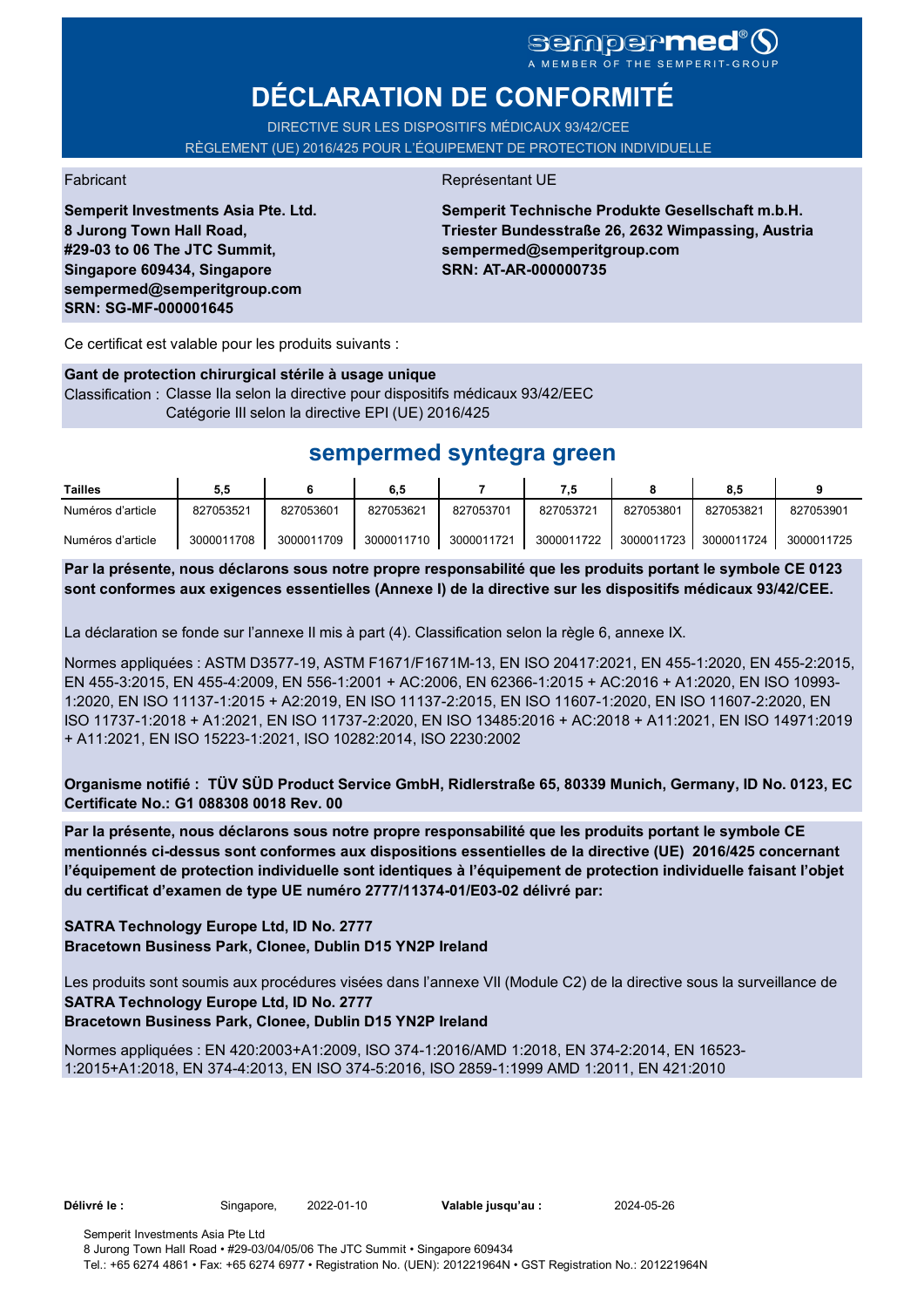sempermed®
A MEMBER OF THE SEMPERIT-GROUP

# DÉCLARATION DE CONFORMITÉ

DIRECTIVE SUR LES DISPOSITIFS MÉDICAUX 93/42/CEE
RÈGLEMENT (UE) 2016/425 POUR L'ÉQUIPEMENT DE PROTECTION INDIVIDUELLE

Fabricant

**Semperit Investments Asia Pte. Ltd.**
**8 Jurong Town Hall Road,**
**#29-03 to 06 The JTC Summit,**
**Singapore 609434, Singapore**
**sempermed@semperitgroup.com**
**SRN: SG-MF-000001645**

Représentant UE

**Semperit Technische Produkte Gesellschaft m.b.H.**
**Triester Bundesstraße 26, 2632 Wimpassing, Austria**
**sempermed@semperitgroup.com**
**SRN: AT-AR-000000735**

Ce certificat est valable pour les produits suivants :

**Gant de protection chirurgical stérile à usage unique**
Classification : Classe IIa selon la directive pour dispositifs médicaux 93/42/EEC
Catégorie III selon la directive EPI (UE) 2016/425

## sempermed syntegra green

| Tailles | 5,5 | 6 | 6,5 | 7 | 7,5 | 8 | 8,5 | 9 |
|---|---|---|---|---|---|---|---|---|
| Numéros d'article | 827053521 | 827053601 | 827053621 | 827053701 | 827053721 | 827053801 | 827053821 | 827053901 |
| Numéros d'article | 3000011708 | 3000011709 | 3000011710 | 3000011721 | 3000011722 | 3000011723 | 3000011724 | 3000011725 |

**Par la présente, nous déclarons sous notre propre responsabilité que les produits portant le symbole CE 0123 sont conformes aux exigences essentielles (Annexe I) de la directive sur les dispositifs médicaux 93/42/CEE.**

La déclaration se fonde sur l'annexe II mis à part (4). Classification selon la règle 6, annexe IX.

Normes appliquées : ASTM D3577-19, ASTM F1671/F1671M-13, EN ISO 20417:2021, EN 455-1:2020, EN 455-2:2015, EN 455-3:2015, EN 455-4:2009, EN 556-1:2001 + AC:2006, EN 62366-1:2015 + AC:2016 + A1:2020, EN ISO 10993-1:2020, EN ISO 11137-1:2015 + A2:2019, EN ISO 11137-2:2015, EN ISO 11607-1:2020, EN ISO 11607-2:2020, EN ISO 11737-1:2018 + A1:2021, EN ISO 11737-2:2020, EN ISO 13485:2016 + AC:2018 + A11:2021, EN ISO 14971:2019 + A11:2021, EN ISO 15223-1:2021, ISO 10282:2014, ISO 2230:2002

**Organisme notifié : TÜV SÜD Product Service GmbH, Ridlerstraße 65, 80339 Munich, Germany, ID No. 0123, EC Certificate No.: G1 088308 0018 Rev. 00**

**Par la présente, nous déclarons sous notre propre responsabilité que les produits portant le symbole CE mentionnés ci-dessus sont conformes aux dispositions essentielles de la directive (UE) 2016/425 concernant l'équipement de protection individuelle sont identiques à l'équipement de protection individuelle faisant l'objet du certificat d'examen de type UE numéro 2777/11374-01/E03-02 délivré par:**

**SATRA Technology Europe Ltd, ID No. 2777**
**Bracetown Business Park, Clonee, Dublin D15 YN2P Ireland**

Les produits sont soumis aux procédures visées dans l'annexe VII (Module C2) de la directive sous la surveillance de
**SATRA Technology Europe Ltd, ID No. 2777**
**Bracetown Business Park, Clonee, Dublin D15 YN2P Ireland**

Normes appliquées : EN 420:2003+A1:2009, ISO 374-1:2016/AMD 1:2018, EN 374-2:2014, EN 16523-1:2015+A1:2018, EN 374-4:2013, EN ISO 374-5:2016, ISO 2859-1:1999 AMD 1:2011, EN 421:2010

**Délivré le :** Singapore, 2022-01-10 **Valable jusqu'au :** 2024-05-26

Semperit Investments Asia Pte Ltd
8 Jurong Town Hall Road • #29-03/04/05/06 The JTC Summit • Singapore 609434
Tel.: +65 6274 4861 • Fax: +65 6274 6977 • Registration No. (UEN): 201221964N • GST Registration No.: 201221964N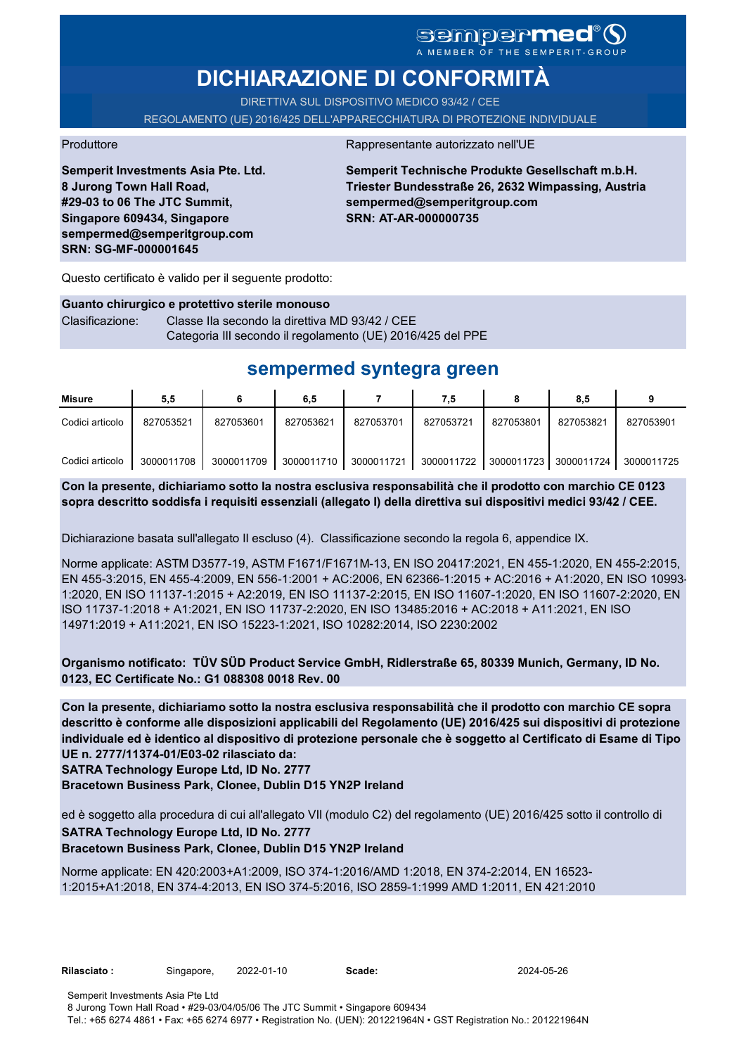sempermed®
A MEMBER OF THE SEMPERIT-GROUP

# DICHIARAZIONE DI CONFORMITÀ

DIRETTIVA SUL DISPOSITIVO MEDICO 93/42 / CEE

REGOLAMENTO (UE) 2016/425 DELL'APPARECCHIATURA DI PROTEZIONE INDIVIDUALE

Produttore

**Semperit Investments Asia Pte. Ltd.**
**8 Jurong Town Hall Road,**
**#29-03 to 06 The JTC Summit,**
**Singapore 609434, Singapore**
**sempermed@semperitgroup.com**
**SRN: SG-MF-000001645**

Rappresentante autorizzato nell'UE

**Semperit Technische Produkte Gesellschaft m.b.H.**
**Triester Bundesstraße 26, 2632 Wimpassing, Austria**
**sempermed@semperitgroup.com**
**SRN: AT-AR-000000735**

Questo certificato è valido per il seguente prodotto:

**Guanto chirurgico e protettivo sterile monouso**

Clasificazione: Classe IIa secondo la direttiva MD 93/42 / CEE
Categoria III secondo il regolamento (UE) 2016/425 del PPE

## sempermed syntegra green

| Misure | 5,5 | 6 | 6,5 | 7 | 7,5 | 8 | 8,5 | 9 |
|---|---|---|---|---|---|---|---|---|
| Codici articolo | 827053521 | 827053601 | 827053621 | 827053701 | 827053721 | 827053801 | 827053821 | 827053901 |
| Codici articolo | 3000011708 | 3000011709 | 3000011710 | 3000011721 | 3000011722 | 3000011723 | 3000011724 | 3000011725 |

**Con la presente, dichiariamo sotto la nostra esclusiva responsabilità che il prodotto con marchio CE 0123 sopra descritto soddisfa i requisiti essenziali (allegato I) della direttiva sui dispositivi medici 93/42 / CEE.**

Dichiarazione basata sull'allegato II escluso (4). Classificazione secondo la regola 6, appendice IX.

Norme applicate: ASTM D3577-19, ASTM F1671/F1671M-13, EN ISO 20417:2021, EN 455-1:2020, EN 455-2:2015, EN 455-3:2015, EN 455-4:2009, EN 556-1:2001 + AC:2006, EN 62366-1:2015 + AC:2016 + A1:2020, EN ISO 10993-1:2020, EN ISO 11137-1:2015 + A2:2019, EN ISO 11137-2:2015, EN ISO 11607-1:2020, EN ISO 11607-2:2020, EN ISO 11737-1:2018 + A1:2021, EN ISO 11737-2:2020, EN ISO 13485:2016 + AC:2018 + A11:2021, EN ISO 14971:2019 + A11:2021, EN ISO 15223-1:2021, ISO 10282:2014, ISO 2230:2002

**Organismo notificato: TÜV SÜD Product Service GmbH, Ridlerstraße 65, 80339 Munich, Germany, ID No. 0123, EC Certificate No.: G1 088308 0018 Rev. 00**

**Con la presente, dichiariamo sotto la nostra esclusiva responsabilità che il prodotto con marchio CE sopra descritto è conforme alle disposizioni applicabili del Regolamento (UE) 2016/425 sui dispositivi di protezione individuale ed è identico al dispositivo di protezione personale che è soggetto al Certificato di Esame di Tipo UE n. 2777/11374-01/E03-02 rilasciato da:**
**SATRA Technology Europe Ltd, ID No. 2777**
**Bracetown Business Park, Clonee, Dublin D15 YN2P Ireland**

ed è soggetto alla procedura di cui all'allegato VII (modulo C2) del regolamento (UE) 2016/425 sotto il controllo di
**SATRA Technology Europe Ltd, ID No. 2777**
**Bracetown Business Park, Clonee, Dublin D15 YN2P Ireland**

Norme applicate: EN 420:2003+A1:2009, ISO 374-1:2016/AMD 1:2018, EN 374-2:2014, EN 16523-1:2015+A1:2018, EN 374-4:2013, EN ISO 374-5:2016, ISO 2859-1:1999 AMD 1:2011, EN 421:2010

**Rilasciato :** Singapore, 2022-01-10 **Scade:** 2024-05-26

Semperit Investments Asia Pte Ltd
8 Jurong Town Hall Road • #29-03/04/05/06 The JTC Summit • Singapore 609434
Tel.: +65 6274 4861 • Fax: +65 6274 6977 • Registration No. (UEN): 201221964N • GST Registration No.: 201221964N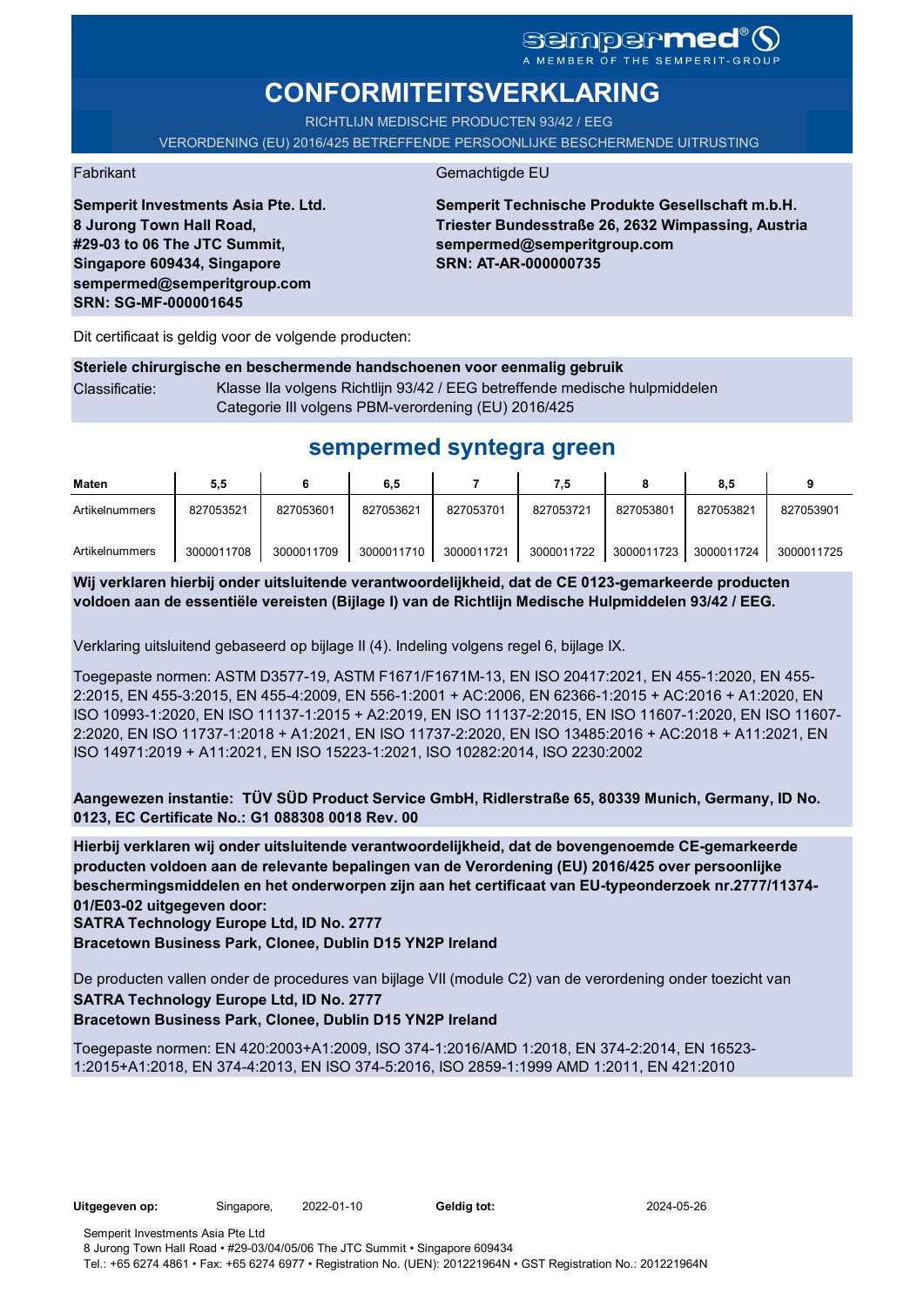sempermed®

A MEMBER OF THE SEMPERIT-GROUP

# CONFORMITEITSVERKLARING

RICHTLIJN MEDISCHE PRODUCTEN 93/42 / EEG

VERORDENING (EU) 2016/425 BETREFFENDE PERSOONLIJKE BESCHERMENDE UITRUSTING

Fabrikant

**Semperit Investments Asia Pte. Ltd.**
**8 Jurong Town Hall Road,**
**#29-03 to 06 The JTC Summit,**
**Singapore 609434, Singapore**
**sempermed@semperitgroup.com**
**SRN: SG-MF-000001645**

Gemachtigde EU

**Semperit Technische Produkte Gesellschaft m.b.H.**
**Triester Bundesstraße 26, 2632 Wimpassing, Austria**
**sempermed@semperitgroup.com**
**SRN: AT-AR-000000735**

Dit certificaat is geldig voor de volgende producten:

**Steriele chirurgische en beschermende handschoenen voor eenmalig gebruik**

Classificatie: Klasse IIa volgens Richtlijn 93/42 / EEG betreffende medische hulpmiddelen
Categorie III volgens PBM-verordening (EU) 2016/425

## sempermed syntegra green

| Maten | 5,5 | 6 | 6,5 | 7 | 7,5 | 8 | 8,5 | 9 |
|---|---|---|---|---|---|---|---|---|
| Artikelnummers | 827053521 | 827053601 | 827053621 | 827053701 | 827053721 | 827053801 | 827053821 | 827053901 |
| Artikelnummers | 3000011708 | 3000011709 | 3000011710 | 3000011721 | 3000011722 | 3000011723 | 3000011724 | 3000011725 |

**Wij verklaren hierbij onder uitsluitende verantwoordelijkheid, dat de CE 0123-gemarkeerde producten voldoen aan de essentiële vereisten (Bijlage I) van de Richtlijn Medische Hulpmiddelen 93/42 / EEG.**

Verklaring uitsluitend gebaseerd op bijlage II (4). Indeling volgens regel 6, bijlage IX.

Toegepaste normen: ASTM D3577-19, ASTM F1671/F1671M-13, EN ISO 20417:2021, EN 455-1:2020, EN 455-2:2015, EN 455-3:2015, EN 455-4:2009, EN 556-1:2001 + AC:2006, EN 62366-1:2015 + AC:2016 + A1:2020, EN ISO 10993-1:2020, EN ISO 11137-1:2015 + A2:2019, EN ISO 11137-2:2015, EN ISO 11607-1:2020, EN ISO 11607-2:2020, EN ISO 11737-1:2018 + A1:2021, EN ISO 11737-2:2020, EN ISO 13485:2016 + AC:2018 + A11:2021, EN ISO 14971:2019 + A11:2021, EN ISO 15223-1:2021, ISO 10282:2014, ISO 2230:2002

**Aangewezen instantie: TÜV SÜD Product Service GmbH, Ridlerstraße 65, 80339 Munich, Germany, ID No. 0123, EC Certificate No.: G1 088308 0018 Rev. 00**

**Hierbij verklaren wij onder uitsluitende verantwoordelijkheid, dat de bovengenoemde CE-gemarkeerde producten voldoen aan de relevante bepalingen van de Verordening (EU) 2016/425 over persoonlijke beschermingsmiddelen en het onderworpen zijn aan het certificaat van EU-typeonderzoek nr.2777/11374-01/E03-02 uitgegeven door:**
**SATRA Technology Europe Ltd, ID No. 2777**
**Bracetown Business Park, Clonee, Dublin D15 YN2P Ireland**

De producten vallen onder de procedures van bijlage VII (module C2) van de verordening onder toezicht van
**SATRA Technology Europe Ltd, ID No. 2777**
**Bracetown Business Park, Clonee, Dublin D15 YN2P Ireland**

Toegepaste normen: EN 420:2003+A1:2009, ISO 374-1:2016/AMD 1:2018, EN 374-2:2014, EN 16523-1:2015+A1:2018, EN 374-4:2013, EN ISO 374-5:2016, ISO 2859-1:1999 AMD 1:2011, EN 421:2010

**Uitgegeven op:** Singapore, 2022-01-10 **Geldig tot:** 2024-05-26

Semperit Investments Asia Pte Ltd
8 Jurong Town Hall Road • #29-03/04/05/06 The JTC Summit • Singapore 609434
Tel.: +65 6274 4861 • Fax: +65 6274 6977 • Registration No. (UEN): 201221964N • GST Registration No.: 201221964N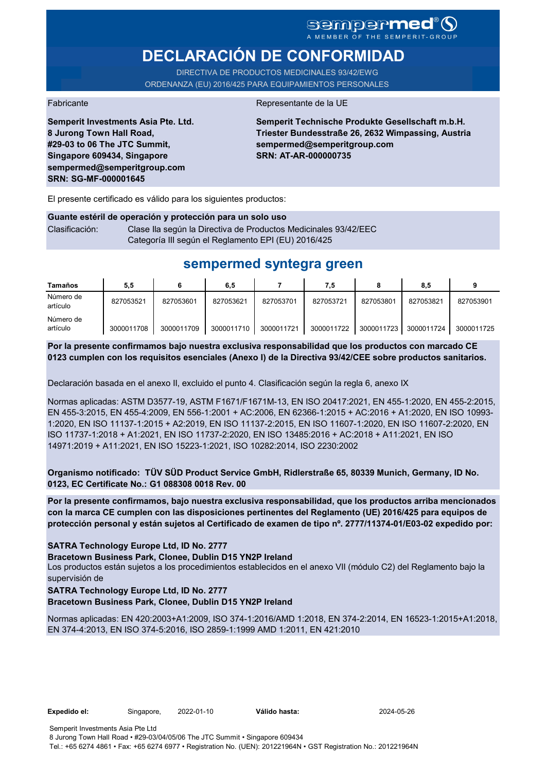sempermed®

A MEMBER OF THE SEMPERIT-GROUP

# DECLARACIÓN DE CONFORMIDAD

DIRECTIVA DE PRODUCTOS MEDICINALES 93/42/EWG
ORDENANZA (EU) 2016/425 PARA EQUIPAMIENTOS PERSONALES

| Fabricante | Representante de la UE |
|---|---|
| **Semperit Investments Asia Pte. Ltd.**<br>**8 Jurong Town Hall Road,**<br>**#29-03 to 06 The JTC Summit,**<br>**Singapore 609434, Singapore**<br>**sempermed@semperitgroup.com**<br>**SRN: SG-MF-000001645** | **Semperit Technische Produkte Gesellschaft m.b.H.**<br>**Triester Bundesstraße 26, 2632 Wimpassing, Austria**<br>**sempermed@semperitgroup.com**<br>**SRN: AT-AR-000000735** |

El presente certificado es válido para los siguientes productos:

**Guante estéril de operación y protección para un solo uso**

Clasificación: Clase IIa según la Directiva de Productos Medicinales 93/42/EEC
Categoría III según el Reglamento EPI (EU) 2016/425

## sempermed syntegra green

| Tamaños | 5,5 | 6 | 6,5 | 7 | 7,5 | 8 | 8,5 | 9 |
|---|---|---|---|---|---|---|---|---|
| Número de artículo | 827053521 | 827053601 | 827053621 | 827053701 | 827053721 | 827053801 | 827053821 | 827053901 |
| Número de artículo | 3000011708 | 3000011709 | 3000011710 | 3000011721 | 3000011722 | 3000011723 | 3000011724 | 3000011725 |

**Por la presente confirmamos bajo nuestra exclusiva responsabilidad que los productos con marcado CE 0123 cumplen con los requisitos esenciales (Anexo I) de la Directiva 93/42/CEE sobre productos sanitarios.**

Declaración basada en el anexo II, excluido el punto 4. Clasificación según la regla 6, anexo IX

Normas aplicadas: ASTM D3577-19, ASTM F1671/F1671M-13, EN ISO 20417:2021, EN 455-1:2020, EN 455-2:2015, EN 455-3:2015, EN 455-4:2009, EN 556-1:2001 + AC:2006, EN 62366-1:2015 + AC:2016 + A1:2020, EN ISO 10993-1:2020, EN ISO 11137-1:2015 + A2:2019, EN ISO 11137-2:2015, EN ISO 11607-1:2020, EN ISO 11607-2:2020, EN ISO 11737-1:2018 + A1:2021, EN ISO 11737-2:2020, EN ISO 13485:2016 + AC:2018 + A11:2021, EN ISO 14971:2019 + A11:2021, EN ISO 15223-1:2021, ISO 10282:2014, ISO 2230:2002

**Organismo notificado: TÜV SÜD Product Service GmbH, Ridlerstraße 65, 80339 Munich, Germany, ID No. 0123, EC Certificate No.: G1 088308 0018 Rev. 00**

**Por la presente confirmamos, bajo nuestra exclusiva responsabilidad, que los productos arriba mencionados con la marca CE cumplen con las disposiciones pertinentes del Reglamento (UE) 2016/425 para equipos de protección personal y están sujetos al Certificado de examen de tipo nº. 2777/11374-01/E03-02 expedido por:**

**SATRA Technology Europe Ltd, ID No. 2777**
**Bracetown Business Park, Clonee, Dublin D15 YN2P Ireland**
Los productos están sujetos a los procedimientos establecidos en el anexo VII (módulo C2) del Reglamento bajo la supervisión de
**SATRA Technology Europe Ltd, ID No. 2777**
**Bracetown Business Park, Clonee, Dublin D15 YN2P Ireland**

Normas aplicadas: EN 420:2003+A1:2009, ISO 374-1:2016/AMD 1:2018, EN 374-2:2014, EN 16523-1:2015+A1:2018, EN 374-4:2013, EN ISO 374-5:2016, ISO 2859-1:1999 AMD 1:2011, EN 421:2010

**Expedido el:** Singapore, 2022-01-10 **Válido hasta:** 2024-05-26

Semperit Investments Asia Pte Ltd
8 Jurong Town Hall Road • #29-03/04/05/06 The JTC Summit • Singapore 609434
Tel.: +65 6274 4861 • Fax: +65 6274 6977 • Registration No. (UEN): 201221964N • GST Registration No.: 201221964N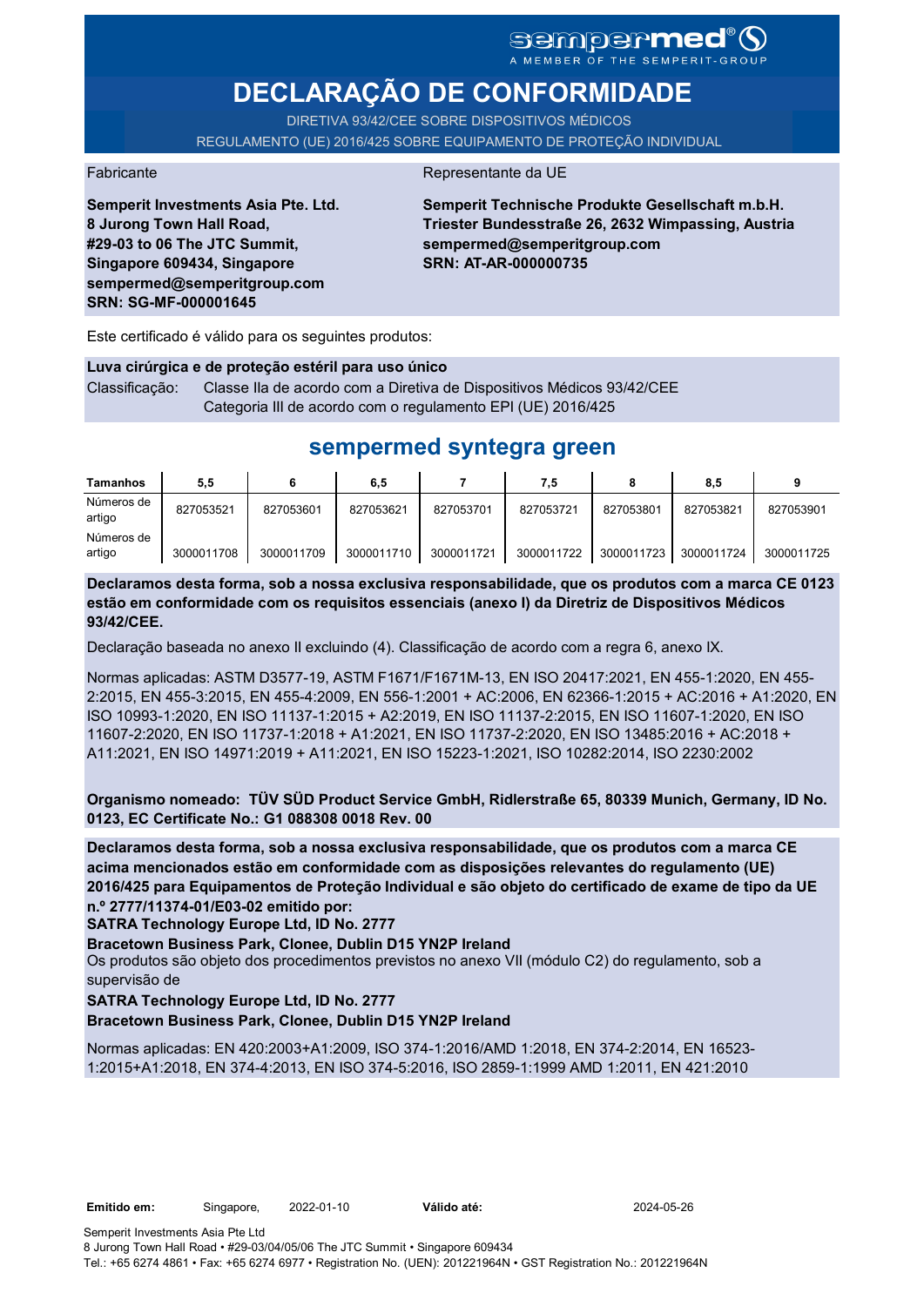sempermed®
A MEMBER OF THE SEMPERIT-GROUP

# DECLARAÇÃO DE CONFORMIDADE

DIRETIVA 93/42/CEE SOBRE DISPOSITIVOS MÉDICOS
REGULAMENTO (UE) 2016/425 SOBRE EQUIPAMENTO DE PROTEÇÃO INDIVIDUAL

Fabricante

**Semperit Investments Asia Pte. Ltd.**
**8 Jurong Town Hall Road,**
**#29-03 to 06 The JTC Summit,**
**Singapore 609434, Singapore**
**sempermed@semperitgroup.com**
**SRN: SG-MF-000001645**

Representante da UE

**Semperit Technische Produkte Gesellschaft m.b.H.**
**Triester Bundesstraße 26, 2632 Wimpassing, Austria**
**sempermed@semperitgroup.com**
**SRN: AT-AR-000000735**

Este certificado é válido para os seguintes produtos:

**Luva cirúrgica e de proteção estéril para uso único**
Classificação: Classe IIa de acordo com a Diretiva de Dispositivos Médicos 93/42/CEE
Categoria III de acordo com o regulamento EPI (UE) 2016/425

## sempermed syntegra green

| Tamanhos | 5,5 | 6 | 6,5 | 7 | 7,5 | 8 | 8,5 | 9 |
|---|---|---|---|---|---|---|---|---|
| Números de artigo | 827053521 | 827053601 | 827053621 | 827053701 | 827053721 | 827053801 | 827053821 | 827053901 |
| Números de artigo | 3000011708 | 3000011709 | 3000011710 | 3000011721 | 3000011722 | 3000011723 | 3000011724 | 3000011725 |

**Declaramos desta forma, sob a nossa exclusiva responsabilidade, que os produtos com a marca CE 0123 estão em conformidade com os requisitos essenciais (anexo I) da Diretriz de Dispositivos Médicos 93/42/CEE.**

Declaração baseada no anexo II excluindo (4). Classificação de acordo com a regra 6, anexo IX.

Normas aplicadas: ASTM D3577-19, ASTM F1671/F1671M-13, EN ISO 20417:2021, EN 455-1:2020, EN 455-2:2015, EN 455-3:2015, EN 455-4:2009, EN 556-1:2001 + AC:2006, EN 62366-1:2015 + AC:2016 + A1:2020, EN ISO 10993-1:2020, EN ISO 11137-1:2015 + A2:2019, EN ISO 11137-2:2015, EN ISO 11607-1:2020, EN ISO 11607-2:2020, EN ISO 11737-1:2018 + A1:2021, EN ISO 11737-2:2020, EN ISO 13485:2016 + AC:2018 + A11:2021, EN ISO 14971:2019 + A11:2021, EN ISO 15223-1:2021, ISO 10282:2014, ISO 2230:2002

**Organismo nomeado: TÜV SÜD Product Service GmbH, Ridlerstraße 65, 80339 Munich, Germany, ID No. 0123, EC Certificate No.: G1 088308 0018 Rev. 00**

**Declaramos desta forma, sob a nossa exclusiva responsabilidade, que os produtos com a marca CE acima mencionados estão em conformidade com as disposições relevantes do regulamento (UE) 2016/425 para Equipamentos de Proteção Individual e são objeto do certificado de exame de tipo da UE n.º 2777/11374-01/E03-02 emitido por:**
**SATRA Technology Europe Ltd, ID No. 2777**
**Bracetown Business Park, Clonee, Dublin D15 YN2P Ireland**
Os produtos são objeto dos procedimentos previstos no anexo VII (módulo C2) do regulamento, sob a supervisão de
**SATRA Technology Europe Ltd, ID No. 2777**
**Bracetown Business Park, Clonee, Dublin D15 YN2P Ireland**

Normas aplicadas: EN 420:2003+A1:2009, ISO 374-1:2016/AMD 1:2018, EN 374-2:2014, EN 16523-1:2015+A1:2018, EN 374-4:2013, EN ISO 374-5:2016, ISO 2859-1:1999 AMD 1:2011, EN 421:2010

**Emitido em:** Singapore, 2022-01-10 **Válido até:** 2024-05-26

Semperit Investments Asia Pte Ltd
8 Jurong Town Hall Road • #29-03/04/05/06 The JTC Summit • Singapore 609434
Tel.: +65 6274 4861 • Fax: +65 6274 6977 • Registration No. (UEN): 201221964N • GST Registration No.: 201221964N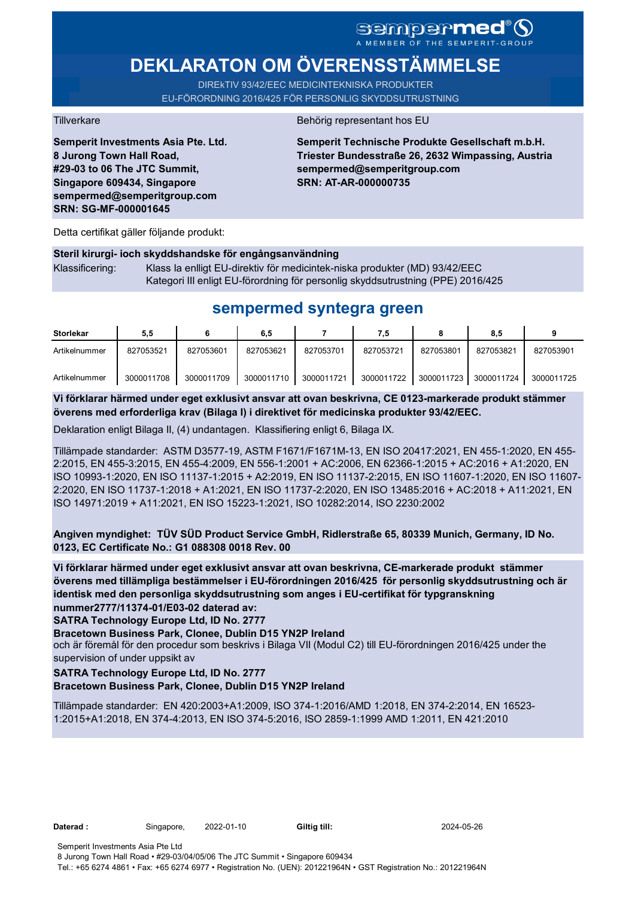sempermed®
A MEMBER OF THE SEMPERIT-GROUP

# DEKLARATON OM ÖVERENSSTÄMMELSE

DIREKtIV 93/42/EEC MEDICINTEKNISKA PRODUKTER
EU-FÖRORDNING 2016/425 FÖR PERSONLIG SKYDDSUTRUSTNING

Tillverkare

**Semperit Investments Asia Pte. Ltd.**
**8 Jurong Town Hall Road,**
**#29-03 to 06 The JTC Summit,**
**Singapore 609434, Singapore**
**sempermed@semperitgroup.com**
**SRN: SG-MF-000001645**

Behörig representant hos EU

**Semperit Technische Produkte Gesellschaft m.b.H.**
**Triester Bundesstraße 26, 2632 Wimpassing, Austria**
**sempermed@semperitgroup.com**
**SRN: AT-AR-000000735**

Detta certifikat gäller följande produkt:

**Steril kirurgi- ioch skyddshandske för engångsanvändning**

Klassificering: Klass Ia enlligt EU-direktiv för medicintek-niska produkter (MD) 93/42/EEC
Kategori III enligt EU-förordning för personlig skyddsutrustning (PPE) 2016/425

## sempermed syntegra green

| Storlekar | 5,5 | 6 | 6,5 | 7 | 7,5 | 8 | 8,5 | 9 |
|---|---|---|---|---|---|---|---|---|
| Artikelnummer | 827053521 | 827053601 | 827053621 | 827053701 | 827053721 | 827053801 | 827053821 | 827053901 |
| Artikelnummer | 3000011708 | 3000011709 | 3000011710 | 3000011721 | 3000011722 | 3000011723 | 3000011724 | 3000011725 |

**Vi förklarar härmed under eget exklusivt ansvar att ovan beskrivna, CE 0123-markerade produkt stämmer överens med erforderliga krav (Bilaga I) i direktivet för medicinska produkter 93/42/EEC.**

Deklaration enligt Bilaga II, (4) undantagen. Klassifiering enligt 6, Bilaga IX.

Tillämpade standarder: ASTM D3577-19, ASTM F1671/F1671M-13, EN ISO 20417:2021, EN 455-1:2020, EN 455-2:2015, EN 455-3:2015, EN 455-4:2009, EN 556-1:2001 + AC:2006, EN 62366-1:2015 + AC:2016 + A1:2020, EN ISO 10993-1:2020, EN ISO 11137-1:2015 + A2:2019, EN ISO 11137-2:2015, EN ISO 11607-1:2020, EN ISO 11607-2:2020, EN ISO 11737-1:2018 + A1:2021, EN ISO 11737-2:2020, EN ISO 13485:2016 + AC:2018 + A11:2021, EN ISO 14971:2019 + A11:2021, EN ISO 15223-1:2021, ISO 10282:2014, ISO 2230:2002

**Angiven myndighet: TÜV SÜD Product Service GmbH, Ridlerstraße 65, 80339 Munich, Germany, ID No. 0123, EC Certificate No.: G1 088308 0018 Rev. 00**

**Vi förklarar härmed under eget exklusivt ansvar att ovan beskrivna, CE-markerade produkt stämmer överens med tillämpliga bestämmelser i EU-förordningen 2016/425 för personlig skyddsutrustning och är identisk med den personliga skyddsutrustning som anges i EU-certifikat för typgranskning nummer2777/11374-01/E03-02 daterad av:**

**SATRA Technology Europe Ltd, ID No. 2777**
**Bracetown Business Park, Clonee, Dublin D15 YN2P Ireland**

och är föremål för den procedur som beskrivs i Bilaga VII (Modul C2) till EU-förordningen 2016/425 under the supervision of under uppsikt av

**SATRA Technology Europe Ltd, ID No. 2777**
**Bracetown Business Park, Clonee, Dublin D15 YN2P Ireland**

Tillämpade standarder: EN 420:2003+A1:2009, ISO 374-1:2016/AMD 1:2018, EN 374-2:2014, EN 16523-1:2015+A1:2018, EN 374-4:2013, EN ISO 374-5:2016, ISO 2859-1:1999 AMD 1:2011, EN 421:2010

**Daterad :** Singapore, 2022-01-10 **Giltig till:** 2024-05-26

Semperit Investments Asia Pte Ltd
8 Jurong Town Hall Road • #29-03/04/05/06 The JTC Summit • Singapore 609434
Tel.: +65 6274 4861 • Fax: +65 6274 6977 • Registration No. (UEN): 201221964N • GST Registration No.: 201221964N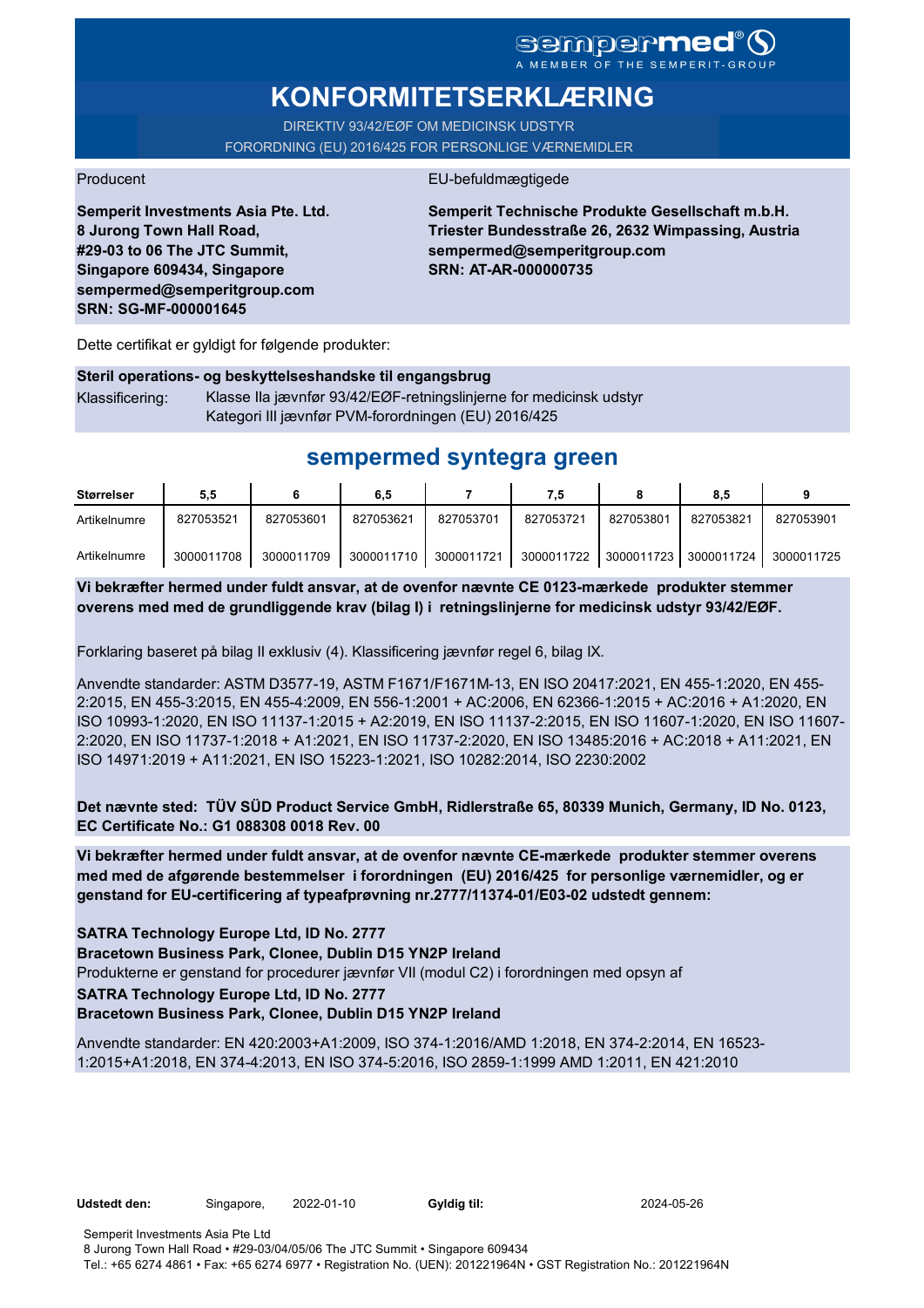sempermed®
A MEMBER OF THE SEMPERIT-GROUP

# KONFORMITETSERKLÆRING

DIREKTIV 93/42/EØF OM MEDICINSK UDSTYR
FORORDNING (EU) 2016/425 FOR PERSONLIGE VÆRNEMIDLER

Producent

**Semperit Investments Asia Pte. Ltd.**
**8 Jurong Town Hall Road,**
**#29-03 to 06 The JTC Summit,**
**Singapore 609434, Singapore**
**sempermed@semperitgroup.com**
**SRN: SG-MF-000001645**

EU-befuldmægtigede

**Semperit Technische Produkte Gesellschaft m.b.H.**
**Triester Bundesstraße 26, 2632 Wimpassing, Austria**
**sempermed@semperitgroup.com**
**SRN: AT-AR-000000735**

Dette certifikat er gyldigt for følgende produkter:

**Steril operations- og beskyttelseshandske til engangsbrug**

Klassificering: Klasse IIa jævnfør 93/42/EØF-retningslinjerne for medicinsk udstyr
Kategori III jævnfør PVM-forordningen (EU) 2016/425

## sempermed syntegra green

| Størrelser | 5,5 | 6 | 6,5 | 7 | 7,5 | 8 | 8,5 | 9 |
|---|---|---|---|---|---|---|---|---|
| Artikelnumre | 827053521 | 827053601 | 827053621 | 827053701 | 827053721 | 827053801 | 827053821 | 827053901 |
| Artikelnumre | 3000011708 | 3000011709 | 3000011710 | 3000011721 | 3000011722 | 3000011723 | 3000011724 | 3000011725 |

**Vi bekræfter hermed under fuldt ansvar, at de ovenfor nævnte CE 0123-mærkede produkter stemmer overens med med de grundliggende krav (bilag I) i retningslinjerne for medicinsk udstyr 93/42/EØF.**

Forklaring baseret på bilag II exklusiv (4). Klassificering jævnfør regel 6, bilag IX.

Anvendte standarder: ASTM D3577-19, ASTM F1671/F1671M-13, EN ISO 20417:2021, EN 455-1:2020, EN 455-2:2015, EN 455-3:2015, EN 455-4:2009, EN 556-1:2001 + AC:2006, EN 62366-1:2015 + AC:2016 + A1:2020, EN ISO 10993-1:2020, EN ISO 11137-1:2015 + A2:2019, EN ISO 11137-2:2015, EN ISO 11607-1:2020, EN ISO 11607-2:2020, EN ISO 11737-1:2018 + A1:2021, EN ISO 11737-2:2020, EN ISO 13485:2016 + AC:2018 + A11:2021, EN ISO 14971:2019 + A11:2021, EN ISO 15223-1:2021, ISO 10282:2014, ISO 2230:2002

**Det nævnte sted: TÜV SÜD Product Service GmbH, Ridlerstraße 65, 80339 Munich, Germany, ID No. 0123, EC Certificate No.: G1 088308 0018 Rev. 00**

**Vi bekræfter hermed under fuldt ansvar, at de ovenfor nævnte CE-mærkede produkter stemmer overens med med de afgørende bestemmelser i forordningen (EU) 2016/425 for personlige værnemidler, og er genstand for EU-certificering af typeafprøvning nr.2777/11374-01/E03-02 udstedt gennem:**

**SATRA Technology Europe Ltd, ID No. 2777**
**Bracetown Business Park, Clonee, Dublin D15 YN2P Ireland**
Produkterne er genstand for procedurer jævnfør VII (modul C2) i forordningen med opsyn af
**SATRA Technology Europe Ltd, ID No. 2777**
**Bracetown Business Park, Clonee, Dublin D15 YN2P Ireland**

Anvendte standarder: EN 420:2003+A1:2009, ISO 374-1:2016/AMD 1:2018, EN 374-2:2014, EN 16523-1:2015+A1:2018, EN 374-4:2013, EN ISO 374-5:2016, ISO 2859-1:1999 AMD 1:2011, EN 421:2010

**Udstedt den:** Singapore, 2022-01-10 **Gyldig til:** 2024-05-26

Semperit Investments Asia Pte Ltd
8 Jurong Town Hall Road • #29-03/04/05/06 The JTC Summit • Singapore 609434
Tel.: +65 6274 4861 • Fax: +65 6274 6977 • Registration No. (UEN): 201221964N • GST Registration No.: 201221964N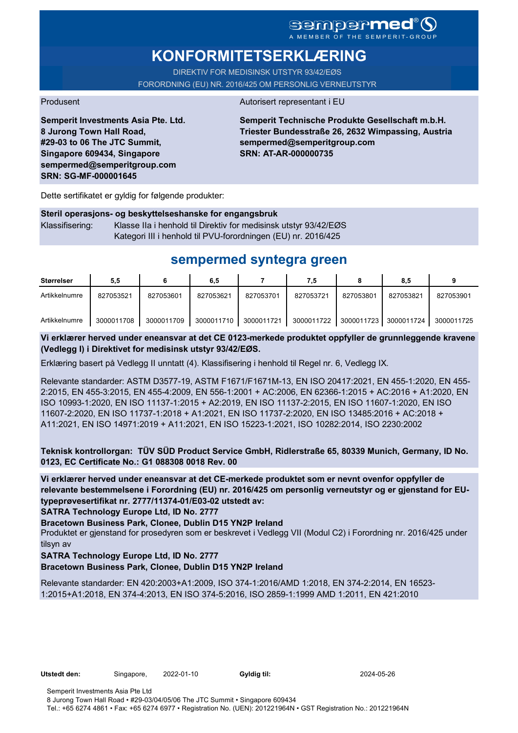sempermed®
A MEMBER OF THE SEMPERIT-GROUP

# KONFORMITETSERKLÆRING

DIREKTIV FOR MEDISINSK UTSTYR 93/42/EØS

FORORDNING (EU) NR. 2016/425 OM PERSONLIG VERNEUTSTYR

Produsent

**Semperit Investments Asia Pte. Ltd.**
**8 Jurong Town Hall Road,**
**#29-03 to 06 The JTC Summit,**
**Singapore 609434, Singapore**
**sempermed@semperitgroup.com**
**SRN: SG-MF-000001645**

Autorisert representant i EU

**Semperit Technische Produkte Gesellschaft m.b.H.**
**Triester Bundesstraße 26, 2632 Wimpassing, Austria**
**sempermed@semperitgroup.com**
**SRN: AT-AR-000000735**

Dette sertifikatet er gyldig for følgende produkter:

**Steril operasjons- og beskyttelseshanske for engangsbruk**

Klassifisering: Klasse IIa i henhold til Direktiv for medisinsk utstyr 93/42/EØS
Kategori III i henhold til PVU-forordningen (EU) nr. 2016/425

## sempermed syntegra green

| Størrelser | 5,5 | 6 | 6,5 | 7 | 7,5 | 8 | 8,5 | 9 |
|---|---|---|---|---|---|---|---|---|
| Artikkelnumre | 827053521 | 827053601 | 827053621 | 827053701 | 827053721 | 827053801 | 827053821 | 827053901 |
| Artikkelnumre | 3000011708 | 3000011709 | 3000011710 | 3000011721 | 3000011722 | 3000011723 | 3000011724 | 3000011725 |

**Vi erklærer herved under eneansvar at det CE 0123-merkede produktet oppfyller de grunnleggende kravene (Vedlegg I) i Direktivet for medisinsk utstyr 93/42/EØS.**

Erklæring basert på Vedlegg II unntatt (4). Klassifisering i henhold til Regel nr. 6, Vedlegg IX.

Relevante standarder: ASTM D3577-19, ASTM F1671/F1671M-13, EN ISO 20417:2021, EN 455-1:2020, EN 455-2:2015, EN 455-3:2015, EN 455-4:2009, EN 556-1:2001 + AC:2006, EN 62366-1:2015 + AC:2016 + A1:2020, EN ISO 10993-1:2020, EN ISO 11137-1:2015 + A2:2019, EN ISO 11137-2:2015, EN ISO 11607-1:2020, EN ISO 11607-2:2020, EN ISO 11737-1:2018 + A1:2021, EN ISO 11737-2:2020, EN ISO 13485:2016 + AC:2018 + A11:2021, EN ISO 14971:2019 + A11:2021, EN ISO 15223-1:2021, ISO 10282:2014, ISO 2230:2002

**Teknisk kontrollorgan: TÜV SÜD Product Service GmbH, Ridlerstraße 65, 80339 Munich, Germany, ID No. 0123, EC Certificate No.: G1 088308 0018 Rev. 00**

**Vi erklærer herved under eneansvar at det CE-merkede produktet som er nevnt ovenfor oppfyller de relevante bestemmelsene i Forordning (EU) nr. 2016/425 om personlig verneutstyr og er gjenstand for EU-typeprøvesertifikat nr. 2777/11374-01/E03-02 utstedt av:**

**SATRA Technology Europe Ltd, ID No. 2777**

**Bracetown Business Park, Clonee, Dublin D15 YN2P Ireland**

Produktet er gjenstand for prosedyren som er beskrevet i Vedlegg VII (Modul C2) i Forordning nr. 2016/425 under tilsyn av

**SATRA Technology Europe Ltd, ID No. 2777**

**Bracetown Business Park, Clonee, Dublin D15 YN2P Ireland**

Relevante standarder: EN 420:2003+A1:2009, ISO 374-1:2016/AMD 1:2018, EN 374-2:2014, EN 16523-1:2015+A1:2018, EN 374-4:2013, EN ISO 374-5:2016, ISO 2859-1:1999 AMD 1:2011, EN 421:2010

**Utstedt den:** Singapore, 2022-01-10 **Gyldig til:** 2024-05-26

Semperit Investments Asia Pte Ltd
8 Jurong Town Hall Road • #29-03/04/05/06 The JTC Summit • Singapore 609434
Tel.: +65 6274 4861 • Fax: +65 6274 6977 • Registration No. (UEN): 201221964N • GST Registration No.: 201221964N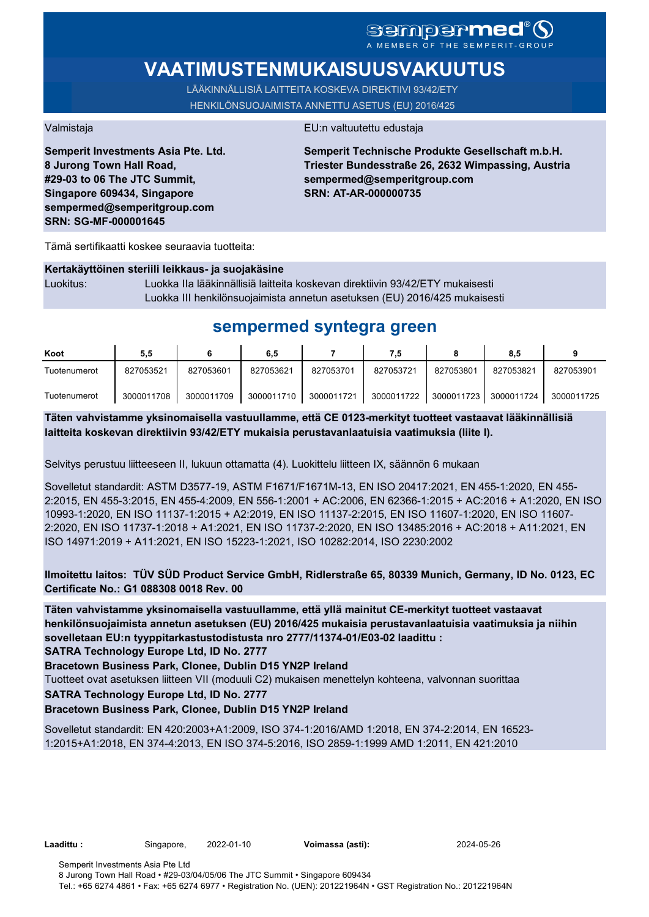sempermed®
A MEMBER OF THE SEMPERIT-GROUP

# VAATIMUSTENMUKAISUUSVAKUUTUS

LÄÄKINNÄLLISIÄ LAITTEITA KOSKEVA DIREKTIIVI 93/42/ETY
HENKILÖNSUOJAIMISTA ANNETTU ASETUS (EU) 2016/425

Valmistaja

**Semperit Investments Asia Pte. Ltd.**
**8 Jurong Town Hall Road,**
**#29-03 to 06 The JTC Summit,**
**Singapore 609434, Singapore**
**sempermed@semperitgroup.com**
**SRN: SG-MF-000001645**

EU:n valtuutettu edustaja

**Semperit Technische Produkte Gesellschaft m.b.H.**
**Triester Bundesstraße 26, 2632 Wimpassing, Austria**
**sempermed@semperitgroup.com**
**SRN: AT-AR-000000735**

Tämä sertifikaatti koskee seuraavia tuotteita:

**Kertakäyttöinen steriili leikkaus- ja suojakäsine**

Luokitus: Luokka IIa lääkinnällisiä laitteita koskevan direktiivin 93/42/ETY mukaisesti
Luokka III henkilönsuojaimista annetun asetuksen (EU) 2016/425 mukaisesti

## sempermed syntegra green

| Koot | 5,5 | 6 | 6,5 | 7 | 7,5 | 8 | 8,5 | 9 |
|---|---|---|---|---|---|---|---|---|
| Tuotenumerot | 827053521 | 827053601 | 827053621 | 827053701 | 827053721 | 827053801 | 827053821 | 827053901 |
| Tuotenumerot | 3000011708 | 3000011709 | 3000011710 | 3000011721 | 3000011722 | 3000011723 | 3000011724 | 3000011725 |

**Täten vahvistamme yksinomaisella vastuullamme, että CE 0123-merkityt tuotteet vastaavat lääkinnällisiä laitteita koskevan direktiivin 93/42/ETY mukaisia perustavanlaatuisia vaatimuksia (liite I).**

Selvitys perustuu liitteeseen II, lukuun ottamatta (4). Luokittelu liitteen IX, säännön 6 mukaan

Sovelletut standardit: ASTM D3577-19, ASTM F1671/F1671M-13, EN ISO 20417:2021, EN 455-1:2020, EN 455-2:2015, EN 455-3:2015, EN 455-4:2009, EN 556-1:2001 + AC:2006, EN 62366-1:2015 + AC:2016 + A1:2020, EN ISO 10993-1:2020, EN ISO 11137-1:2015 + A2:2019, EN ISO 11137-2:2015, EN ISO 11607-1:2020, EN ISO 11607-2:2020, EN ISO 11737-1:2018 + A1:2021, EN ISO 11737-2:2020, EN ISO 13485:2016 + AC:2018 + A11:2021, EN ISO 14971:2019 + A11:2021, EN ISO 15223-1:2021, ISO 10282:2014, ISO 2230:2002

**Ilmoitettu laitos: TÜV SÜD Product Service GmbH, Ridlerstraße 65, 80339 Munich, Germany, ID No. 0123, EC Certificate No.: G1 088308 0018 Rev. 00**

**Täten vahvistamme yksinomaisella vastuullamme, että yllä mainitut CE-merkityt tuotteet vastaavat henkilönsuojaimista annetun asetuksen (EU) 2016/425 mukaisia perustavanlaatuisia vaatimuksia ja niihin sovelletaan EU:n tyyppitarkastustodistusta nro 2777/11374-01/E03-02 laadittu :**
**SATRA Technology Europe Ltd, ID No. 2777**
**Bracetown Business Park, Clonee, Dublin D15 YN2P Ireland**
Tuotteet ovat asetuksen liitteen VII (moduuli C2) mukaisen menettelyn kohteena, valvonnan suorittaa
**SATRA Technology Europe Ltd, ID No. 2777**
**Bracetown Business Park, Clonee, Dublin D15 YN2P Ireland**

Sovelletut standardit: EN 420:2003+A1:2009, ISO 374-1:2016/AMD 1:2018, EN 374-2:2014, EN 16523-1:2015+A1:2018, EN 374-4:2013, EN ISO 374-5:2016, ISO 2859-1:1999 AMD 1:2011, EN 421:2010

**Laadittu :** Singapore, 2022-01-10 **Voimassa (asti):** 2024-05-26

Semperit Investments Asia Pte Ltd
8 Jurong Town Hall Road • #29-03/04/05/06 The JTC Summit • Singapore 609434
Tel.: +65 6274 4861 • Fax: +65 6274 6977 • Registration No. (UEN): 201221964N • GST Registration No.: 201221964N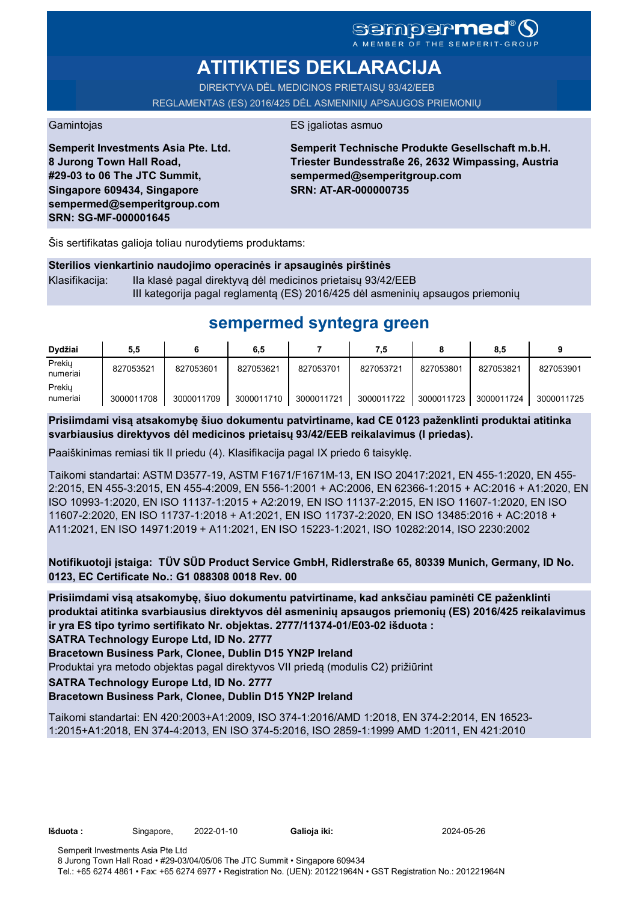sempermed®
A MEMBER OF THE SEMPERIT-GROUP

# ATITIKTIES DEKLARACIJA

DIREKTYVA DĖL MEDICINOS PRIETAISŲ 93/42/EEB

REGLAMENTAS (ES) 2016/425 DĖL ASMENINIŲ APSAUGOS PRIEMONIŲ

Gamintojas

**Semperit Investments Asia Pte. Ltd.**
**8 Jurong Town Hall Road,**
**#29-03 to 06 The JTC Summit,**
**Singapore 609434, Singapore**
**sempermed@semperitgroup.com**
**SRN: SG-MF-000001645**

ES įgaliotas asmuo

**Semperit Technische Produkte Gesellschaft m.b.H.**
**Triester Bundesstraße 26, 2632 Wimpassing, Austria**
**sempermed@semperitgroup.com**
**SRN: AT-AR-000000735**

Šis sertifikatas galioja toliau nurodytiems produktams:

**Sterilios vienkartinio naudojimo operacinės ir apsauginės pirštinės**

Klasifikacija: IIa klasė pagal direktyvą dėl medicinos prietaisų 93/42/EEB
III kategorija pagal reglamentą (ES) 2016/425 dėl asmeninių apsaugos priemonių

## sempermed syntegra green

| Dydžiai | 5,5 | 6 | 6,5 | 7 | 7,5 | 8 | 8,5 | 9 |
|---|---|---|---|---|---|---|---|---|
| Prekių numeriai | 827053521 | 827053601 | 827053621 | 827053701 | 827053721 | 827053801 | 827053821 | 827053901 |
| Prekių numeriai | 3000011708 | 3000011709 | 3000011710 | 3000011721 | 3000011722 | 3000011723 | 3000011724 | 3000011725 |

**Prisiimdami visą atsakomybę šiuo dokumentu patvirtiname, kad CE 0123 paženklinti produktai atitinka svarbiausius direktyvos dėl medicinos prietaisų 93/42/EEB reikalavimus (I priedas).**

Paaiškinimas remiasi tik II priedu (4). Klasifikacija pagal IX priedo 6 taisyklę.

Taikomi standartai: ASTM D3577-19, ASTM F1671/F1671M-13, EN ISO 20417:2021, EN 455-1:2020, EN 455-2:2015, EN 455-3:2015, EN 455-4:2009, EN 556-1:2001 + AC:2006, EN 62366-1:2015 + AC:2016 + A1:2020, EN ISO 10993-1:2020, EN ISO 11137-1:2015 + A2:2019, EN ISO 11137-2:2015, EN ISO 11607-1:2020, EN ISO 11607-2:2020, EN ISO 11737-1:2018 + A1:2021, EN ISO 11737-2:2020, EN ISO 13485:2016 + AC:2018 + A11:2021, EN ISO 14971:2019 + A11:2021, EN ISO 15223-1:2021, ISO 10282:2014, ISO 2230:2002

**Notifikuotoji įstaiga: TÜV SÜD Product Service GmbH, Ridlerstraße 65, 80339 Munich, Germany, ID No. 0123, EC Certificate No.: G1 088308 0018 Rev. 00**

**Prisiimdami visą atsakomybę, šiuo dokumentu patvirtiname, kad anksčiau paminėti CE paženklinti produktai atitinka svarbiausius direktyvos dėl asmeninių apsaugos priemonių (ES) 2016/425 reikalavimus ir yra ES tipo tyrimo sertifikato Nr. objektas. 2777/11374-01/E03-02 išduota :**
**SATRA Technology Europe Ltd, ID No. 2777**
**Bracetown Business Park, Clonee, Dublin D15 YN2P Ireland**

Produktai yra metodo objektas pagal direktyvos VII priedą (modulis C2) prižiūrint

**SATRA Technology Europe Ltd, ID No. 2777**
**Bracetown Business Park, Clonee, Dublin D15 YN2P Ireland**

Taikomi standartai: EN 420:2003+A1:2009, ISO 374-1:2016/AMD 1:2018, EN 374-2:2014, EN 16523-1:2015+A1:2018, EN 374-4:2013, EN ISO 374-5:2016, ISO 2859-1:1999 AMD 1:2011, EN 421:2010

**Išduota :** Singapore, 2022-01-10 **Galioja iki:** 2024-05-26

Semperit Investments Asia Pte Ltd
8 Jurong Town Hall Road • #29-03/04/05/06 The JTC Summit • Singapore 609434
Tel.: +65 6274 4861 • Fax: +65 6274 6977 • Registration No. (UEN): 201221964N • GST Registration No.: 201221964N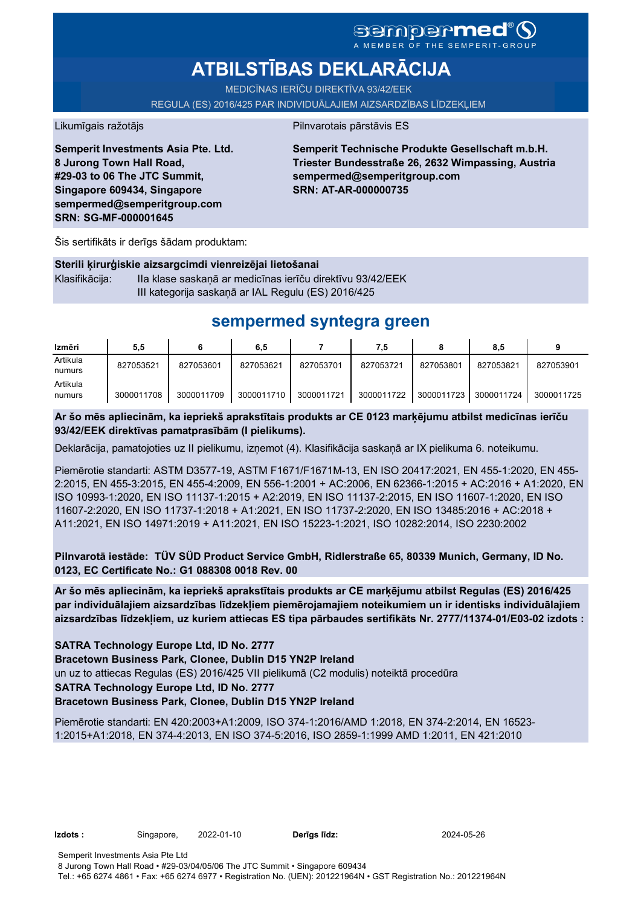sempermed®
A MEMBER OF THE SEMPERIT-GROUP

# ATBILSTĪBAS DEKLARĀCIJA

MEDICĪNAS IERĪČU DIREKTĪVA 93/42/EEK
REGULA (ES) 2016/425 PAR INDIVIDUĀLAJIEM AIZSARDZĪBAS LĪDZEKĻIEM

Likumīgais ražotājs

**Semperit Investments Asia Pte. Ltd.**
**8 Jurong Town Hall Road,**
**#29-03 to 06 The JTC Summit,**
**Singapore 609434, Singapore**
**sempermed@semperitgroup.com**
**SRN: SG-MF-000001645**

Pilnvarotais pārstāvis ES

**Semperit Technische Produkte Gesellschaft m.b.H.**
**Triester Bundesstraße 26, 2632 Wimpassing, Austria**
**sempermed@semperitgroup.com**
**SRN: AT-AR-000000735**

Šis sertifikāts ir derīgs šādam produktam:

**Sterili ķirurģiskie aizsargcimdi vienreizējai lietošanai**
Klasifikācija: IIa klase saskaņā ar medicīnas ierīču direktīvu 93/42/EEK
III kategorija saskaņā ar IAL Regulu (ES) 2016/425

## sempermed syntegra green

| Izmēri | 5,5 | 6 | 6,5 | 7 | 7,5 | 8 | 8,5 | 9 |
|---|---|---|---|---|---|---|---|---|
| Artikula numurs | 827053521 | 827053601 | 827053621 | 827053701 | 827053721 | 827053801 | 827053821 | 827053901 |
| Artikula numurs | 3000011708 | 3000011709 | 3000011710 | 3000011721 | 3000011722 | 3000011723 | 3000011724 | 3000011725 |

**Ar šo mēs apliecinām, ka iepriekš aprakstītais produkts ar CE 0123 marķējumu atbilst medicīnas ierīču 93/42/EEK direktīvas pamatprasībām (I pielikums).**

Deklarācija, pamatojoties uz II pielikumu, izņemot (4). Klasifikācija saskaņā ar IX pielikuma 6. noteikumu.

Piemērotie standarti: ASTM D3577-19, ASTM F1671/F1671M-13, EN ISO 20417:2021, EN 455-1:2020, EN 455-2:2015, EN 455-3:2015, EN 455-4:2009, EN 556-1:2001 + AC:2006, EN 62366-1:2015 + AC:2016 + A1:2020, EN ISO 10993-1:2020, EN ISO 11137-1:2015 + A2:2019, EN ISO 11137-2:2015, EN ISO 11607-1:2020, EN ISO 11607-2:2020, EN ISO 11737-1:2018 + A1:2021, EN ISO 11737-2:2020, EN ISO 13485:2016 + AC:2018 + A11:2021, EN ISO 14971:2019 + A11:2021, EN ISO 15223-1:2021, ISO 10282:2014, ISO 2230:2002

**Pilnvarotā iestāde: TÜV SÜD Product Service GmbH, Ridlerstraße 65, 80339 Munich, Germany, ID No. 0123, EC Certificate No.: G1 088308 0018 Rev. 00**

**Ar šo mēs apliecinām, ka iepriekš aprakstītais produkts ar CE marķējumu atbilst Regulas (ES) 2016/425 par individuālajiem aizsardzības līdzekļiem piemērojamajiem noteikumiem un ir identisks individuālajiem aizsardzības līdzekļiem, uz kuriem attiecas ES tipa pārbaudes sertifikāts Nr. 2777/11374-01/E03-02 izdots :**

**SATRA Technology Europe Ltd, ID No. 2777**
**Bracetown Business Park, Clonee, Dublin D15 YN2P Ireland**
un uz to attiecas Regulas (ES) 2016/425 VII pielikumā (C2 modulis) noteiktā procedūra
**SATRA Technology Europe Ltd, ID No. 2777**
**Bracetown Business Park, Clonee, Dublin D15 YN2P Ireland**

Piemērotie standarti: EN 420:2003+A1:2009, ISO 374-1:2016/AMD 1:2018, EN 374-2:2014, EN 16523-1:2015+A1:2018, EN 374-4:2013, EN ISO 374-5:2016, ISO 2859-1:1999 AMD 1:2011, EN 421:2010

**Izdots :** Singapore, 2022-01-10 **Derīgs līdz:** 2024-05-26

Semperit Investments Asia Pte Ltd
8 Jurong Town Hall Road • #29-03/04/05/06 The JTC Summit • Singapore 609434
Tel.: +65 6274 4861 • Fax: +65 6274 6977 • Registration No. (UEN): 201221964N • GST Registration No.: 201221964N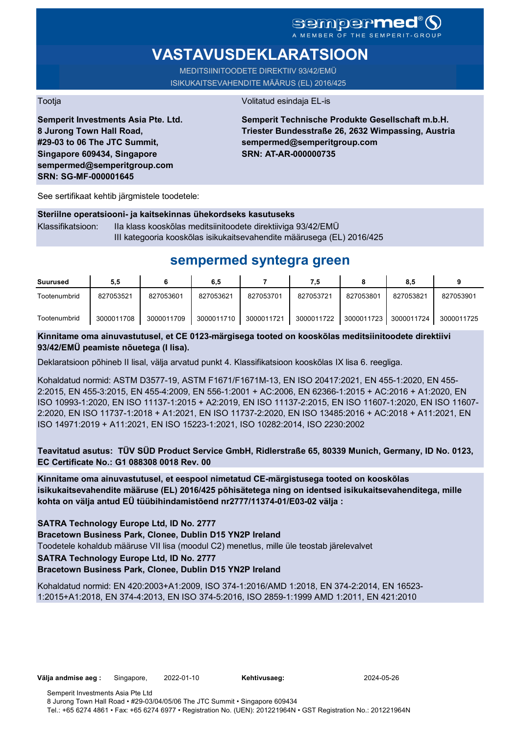sempermed®
A MEMBER OF THE SEMPERIT-GROUP

# VASTAVUSDEKLARATSIOON

MEDITSIINITOODETE DIREKTIIV 93/42/EMÜ
ISIKUKAITSEVAHENDITE MÄÄRUS (EL) 2016/425

Tootja

**Semperit Investments Asia Pte. Ltd.**
**8 Jurong Town Hall Road,**
**#29-03 to 06 The JTC Summit,**
**Singapore 609434, Singapore**
**sempermed@semperitgroup.com**
**SRN: SG-MF-000001645**

Volitatud esindaja EL-is

**Semperit Technische Produkte Gesellschaft m.b.H.**
**Triester Bundesstraße 26, 2632 Wimpassing, Austria**
**sempermed@semperitgroup.com**
**SRN: AT-AR-000000735**

See sertifikaat kehtib järgmistele toodetele:

**Steriilne operatsiooni- ja kaitsekinnas ühekordseks kasutuseks**

Klassifikatsioon: IIa klass kooskõlas meditsiinitoodete direktiiviga 93/42/EMÜ
III kategooria kooskõlas isikukaitsevahendite määrusega (EL) 2016/425

## sempermed syntegra green

| Suurused | 5,5 | 6 | 6,5 | 7 | 7,5 | 8 | 8,5 | 9 |
|---|---|---|---|---|---|---|---|---|
| Tootenumbrid | 827053521 | 827053601 | 827053621 | 827053701 | 827053721 | 827053801 | 827053821 | 827053901 |
| Tootenumbrid | 3000011708 | 3000011709 | 3000011710 | 3000011721 | 3000011722 | 3000011723 | 3000011724 | 3000011725 |

**Kinnitame oma ainuvastutusel, et CE 0123-märgisega tooted on kooskõlas meditsiinitoodete direktiivi 93/42/EMÜ peamiste nõuetega (I lisa).**

Deklaratsioon põhineb II lisal, välja arvatud punkt 4. Klassifikatsioon kooskõlas IX lisa 6. reegliga.

Kohaldatud normid: ASTM D3577-19, ASTM F1671/F1671M-13, EN ISO 20417:2021, EN 455-1:2020, EN 455-2:2015, EN 455-3:2015, EN 455-4:2009, EN 556-1:2001 + AC:2006, EN 62366-1:2015 + AC:2016 + A1:2020, EN ISO 10993-1:2020, EN ISO 11137-1:2015 + A2:2019, EN ISO 11137-2:2015, EN ISO 11607-1:2020, EN ISO 11607-2:2020, EN ISO 11737-1:2018 + A1:2021, EN ISO 11737-2:2020, EN ISO 13485:2016 + AC:2018 + A11:2021, EN ISO 14971:2019 + A11:2021, EN ISO 15223-1:2021, ISO 10282:2014, ISO 2230:2002

**Teavitatud asutus: TÜV SÜD Product Service GmbH, Ridlerstraße 65, 80339 Munich, Germany, ID No. 0123, EC Certificate No.: G1 088308 0018 Rev. 00**

**Kinnitame oma ainuvastutusel, et eespool nimetatud CE-märgistusega tooted on kooskõlas isikukaitsevahendite määruse (EL) 2016/425 põhisätetega ning on identsed isikukaitsevahenditega, mille kohta on välja antud EÜ tüübihindamistõend nr2777/11374-01/E03-02 välja :**

**SATRA Technology Europe Ltd, ID No. 2777**
**Bracetown Business Park, Clonee, Dublin D15 YN2P Ireland**
Toodetele kohaldub määruse VII lisa (moodul C2) menetlus, mille üle teostab järelevalvet
**SATRA Technology Europe Ltd, ID No. 2777**
**Bracetown Business Park, Clonee, Dublin D15 YN2P Ireland**

Kohaldatud normid: EN 420:2003+A1:2009, ISO 374-1:2016/AMD 1:2018, EN 374-2:2014, EN 16523-1:2015+A1:2018, EN 374-4:2013, EN ISO 374-5:2016, ISO 2859-1:1999 AMD 1:2011, EN 421:2010

**Välja andmise aeg :** Singapore, 2022-01-10 **Kehtivusaeg:** 2024-05-26

Semperit Investments Asia Pte Ltd
8 Jurong Town Hall Road • #29-03/04/05/06 The JTC Summit • Singapore 609434
Tel.: +65 6274 4861 • Fax: +65 6274 6977 • Registration No. (UEN): 201221964N • GST Registration No.: 201221964N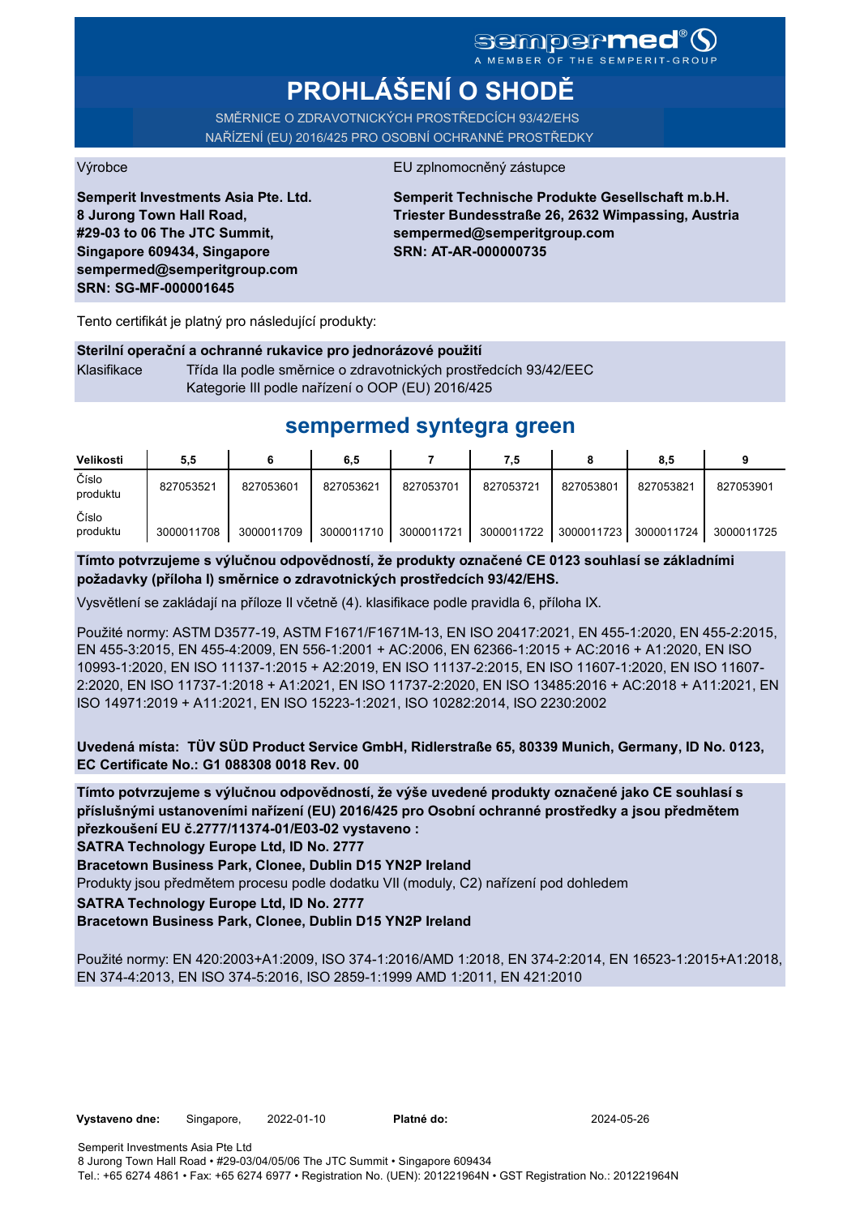sempermed®
A MEMBER OF THE SEMPERIT-GROUP

# PROHLÁŠENÍ O SHODĚ

SMĚRNICE O ZDRAVOTNICKÝCH PROSTŘEDCÍCH 93/42/EHS
NAŘÍZENÍ (EU) 2016/425 PRO OSOBNÍ OCHRANNÉ PROSTŘEDKY

Výrobce

**Semperit Investments Asia Pte. Ltd.**
**8 Jurong Town Hall Road,**
**#29-03 to 06 The JTC Summit,**
**Singapore 609434, Singapore**
**sempermed@semperitgroup.com**
**SRN: SG-MF-000001645**

EU zplnomocněný zástupce

**Semperit Technische Produkte Gesellschaft m.b.H.**
**Triester Bundesstraße 26, 2632 Wimpassing, Austria**
**sempermed@semperitgroup.com**
**SRN: AT-AR-000000735**

Tento certifikát je platný pro následující produkty:

**Sterilní operační a ochranné rukavice pro jednorázové použití**

Klasifikace: Třída IIa podle směrnice o zdravotnických prostředcích 93/42/EEC
Kategorie III podle nařízení o OOP (EU) 2016/425

## sempermed syntegra green

| Velikosti | 5,5 | 6 | 6,5 | 7 | 7,5 | 8 | 8,5 | 9 |
|---|---|---|---|---|---|---|---|---|
| Číslo produktu | 827053521 | 827053601 | 827053621 | 827053701 | 827053721 | 827053801 | 827053821 | 827053901 |
| Číslo produktu | 3000011708 | 3000011709 | 3000011710 | 3000011721 | 3000011722 | 3000011723 | 3000011724 | 3000011725 |

**Tímto potvrzujeme s výlučnou odpovědností, že produkty označené CE 0123 souhlasí se základními požadavky (příloha I) směrnice o zdravotnických prostředcích 93/42/EHS.**

Vysvětlení se zakládají na příloze II včetně (4). klasifikace podle pravidla 6, příloha IX.

Použité normy: ASTM D3577-19, ASTM F1671/F1671M-13, EN ISO 20417:2021, EN 455-1:2020, EN 455-2:2015, EN 455-3:2015, EN 455-4:2009, EN 556-1:2001 + AC:2006, EN 62366-1:2015 + AC:2016 + A1:2020, EN ISO 10993-1:2020, EN ISO 11137-1:2015 + A2:2019, EN ISO 11137-2:2015, EN ISO 11607-1:2020, EN ISO 11607-2:2020, EN ISO 11737-1:2018 + A1:2021, EN ISO 11737-2:2020, EN ISO 13485:2016 + AC:2018 + A11:2021, EN ISO 14971:2019 + A11:2021, EN ISO 15223-1:2021, ISO 10282:2014, ISO 2230:2002

**Uvedená místa: TÜV SÜD Product Service GmbH, Ridlerstraße 65, 80339 Munich, Germany, ID No. 0123, EC Certificate No.: G1 088308 0018 Rev. 00**

**Tímto potvrzujeme s výlučnou odpovědností, že výše uvedené produkty označené jako CE souhlasí s příslušnými ustanoveními nařízení (EU) 2016/425 pro Osobní ochranné prostředky a jsou předmětem přezkoušení EU č.2777/11374-01/E03-02 vystaveno :**
**SATRA Technology Europe Ltd, ID No. 2777**
**Bracetown Business Park, Clonee, Dublin D15 YN2P Ireland**
Produkty jsou předmětem procesu podle dodatku VII (moduly, C2) nařízení pod dohledem
**SATRA Technology Europe Ltd, ID No. 2777**
**Bracetown Business Park, Clonee, Dublin D15 YN2P Ireland**

Použité normy: EN 420:2003+A1:2009, ISO 374-1:2016/AMD 1:2018, EN 374-2:2014, EN 16523-1:2015+A1:2018, EN 374-4:2013, EN ISO 374-5:2016, ISO 2859-1:1999 AMD 1:2011, EN 421:2010

**Vystaveno dne:** Singapore, 2022-01-10 **Platné do:** 2024-05-26

Semperit Investments Asia Pte Ltd
8 Jurong Town Hall Road • #29-03/04/05/06 The JTC Summit • Singapore 609434
Tel.: +65 6274 4861 • Fax: +65 6274 6977 • Registration No. (UEN): 201221964N • GST Registration No.: 201221964N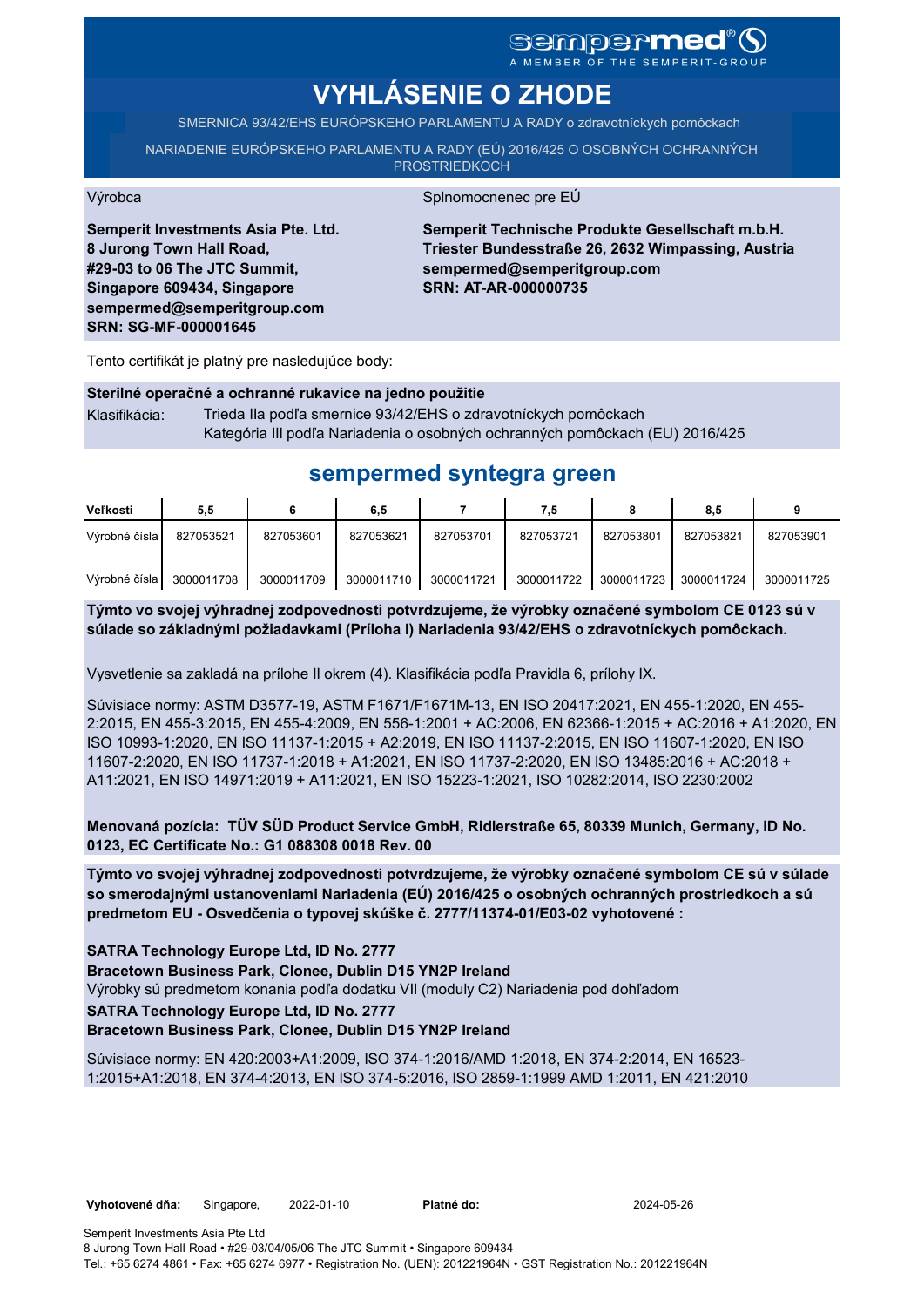sempermed®
A MEMBER OF THE SEMPERIT-GROUP

# VYHLÁSENIE O ZHODE

SMERNICA 93/42/EHS EURÓPSKEHO PARLAMENTU A RADY o zdravotníckych pomôckach

NARIADENIE EURÓPSKEHO PARLAMENTU A RADY (EÚ) 2016/425 O OSOBNÝCH OCHRANNÝCH PROSTRIEDKOCH

Výrobca

**Semperit Investments Asia Pte. Ltd.**
**8 Jurong Town Hall Road,**
**#29-03 to 06 The JTC Summit,**
**Singapore 609434, Singapore**
**sempermed@semperitgroup.com**
**SRN: SG-MF-000001645**

Splnomocnenec pre EÚ

**Semperit Technische Produkte Gesellschaft m.b.H.**
**Triester Bundesstraße 26, 2632 Wimpassing, Austria**
**sempermed@semperitgroup.com**
**SRN: AT-AR-000000735**

Tento certifikát je platný pre nasledujúce body:

**Sterilné operačné a ochranné rukavice na jedno použitie**

Klasifikácia: Trieda IIa podľa smernice 93/42/EHS o zdravotníckych pomôckach
Kategória III podľa Nariadenia o osobných ochranných pomôckach (EU) 2016/425

## sempermed syntegra green

| Veľkosti | 5,5 | 6 | 6,5 | 7 | 7,5 | 8 | 8,5 | 9 |
|---|---|---|---|---|---|---|---|---|
| Výrobné čísla | 827053521 | 827053601 | 827053621 | 827053701 | 827053721 | 827053801 | 827053821 | 827053901 |
| Výrobné čísla | 3000011708 | 3000011709 | 3000011710 | 3000011721 | 3000011722 | 3000011723 | 3000011724 | 3000011725 |

**Týmto vo svojej výhradnej zodpovednosti potvrdzujeme, že výrobky označené symbolom CE 0123 sú v súlade so základnými požiadavkami (Príloha I) Nariadenia 93/42/EHS o zdravotníckych pomôckach.**

Vysvetlenie sa zakladá na prílohe II okrem (4). Klasifikácia podľa Pravidla 6, prílohy IX.

Súvisiace normy: ASTM D3577-19, ASTM F1671/F1671M-13, EN ISO 20417:2021, EN 455-1:2020, EN 455-2:2015, EN 455-3:2015, EN 455-4:2009, EN 556-1:2001 + AC:2006, EN 62366-1:2015 + AC:2016 + A1:2020, EN ISO 10993-1:2020, EN ISO 11137-1:2015 + A2:2019, EN ISO 11137-2:2015, EN ISO 11607-1:2020, EN ISO 11607-2:2020, EN ISO 11737-1:2018 + A1:2021, EN ISO 11737-2:2020, EN ISO 13485:2016 + AC:2018 + A11:2021, EN ISO 14971:2019 + A11:2021, EN ISO 15223-1:2021, ISO 10282:2014, ISO 2230:2002

**Menovaná pozícia: TÜV SÜD Product Service GmbH, Ridlerstraße 65, 80339 Munich, Germany, ID No. 0123, EC Certificate No.: G1 088308 0018 Rev. 00**

**Týmto vo svojej výhradnej zodpovednosti potvrdzujeme, že výrobky označené symbolom CE sú v súlade so smerodajnými ustanoveniami Nariadenia (EÚ) 2016/425 o osobných ochranných prostriedkoch a sú predmetom EU - Osvedčenia o typovej skúške č. 2777/11374-01/E03-02 vyhotovené :**

**SATRA Technology Europe Ltd, ID No. 2777**
**Bracetown Business Park, Clonee, Dublin D15 YN2P Ireland**
Výrobky sú predmetom konania podľa dodatku VII (moduly C2) Nariadenia pod dohľadom
**SATRA Technology Europe Ltd, ID No. 2777**
**Bracetown Business Park, Clonee, Dublin D15 YN2P Ireland**

Súvisiace normy: EN 420:2003+A1:2009, ISO 374-1:2016/AMD 1:2018, EN 374-2:2014, EN 16523-1:2015+A1:2018, EN 374-4:2013, EN ISO 374-5:2016, ISO 2859-1:1999 AMD 1:2011, EN 421:2010

**Vyhotovené dňa:** Singapore, 2022-01-10 **Platné do:** 2024-05-26

Semperit Investments Asia Pte Ltd
8 Jurong Town Hall Road • #29-03/04/05/06 The JTC Summit • Singapore 609434
Tel.: +65 6274 4861 • Fax: +65 6274 6977 • Registration No. (UEN): 201221964N • GST Registration No.: 201221964N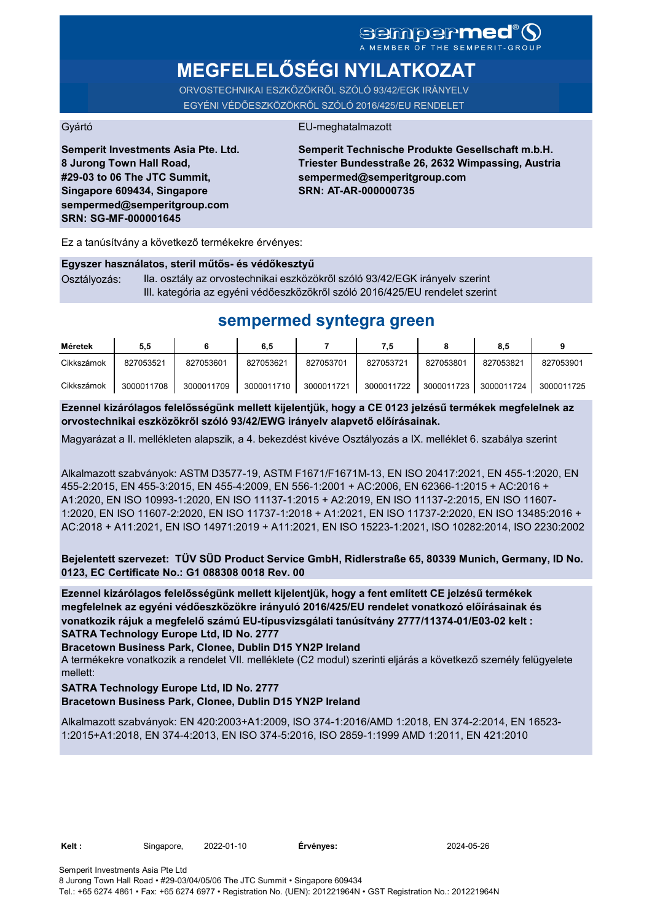sempermed®
A MEMBER OF THE SEMPERIT-GROUP

# MEGFELELŐSÉGI NYILATKOZAT

ORVOSTECHNIKAI ESZKÖZÖKRŐL SZÓLÓ 93/42/EGK IRÁNYELV
EGYÉNI VÉDŐESZKÖZÖKRŐL SZÓLÓ 2016/425/EU RENDELET

Gyártó

**Semperit Investments Asia Pte. Ltd.**
**8 Jurong Town Hall Road,**
**#29-03 to 06 The JTC Summit,**
**Singapore 609434, Singapore**
**sempermed@semperitgroup.com**
**SRN: SG-MF-000001645**

EU-meghatalmazott

**Semperit Technische Produkte Gesellschaft m.b.H.**
**Triester Bundesstraße 26, 2632 Wimpassing, Austria**
**sempermed@semperitgroup.com**
**SRN: AT-AR-000000735**

Ez a tanúsítvány a következő termékekre érvényes:

**Egyszer használatos, steril műtős- és védőkesztyű**

Osztályozás: IIa. osztály az orvostechnikai eszközökről szóló 93/42/EGK irányelv szerint
III. kategória az egyéni védőeszközökről szóló 2016/425/EU rendelet szerint

## sempermed syntegra green

| Méretek | 5,5 | 6 | 6,5 | 7 | 7,5 | 8 | 8,5 | 9 |
|---|---|---|---|---|---|---|---|---|
| Cikkszámok | 827053521 | 827053601 | 827053621 | 827053701 | 827053721 | 827053801 | 827053821 | 827053901 |
| Cikkszámok | 3000011708 | 3000011709 | 3000011710 | 3000011721 | 3000011722 | 3000011723 | 3000011724 | 3000011725 |

**Ezennel kizárólagos felelősségünk mellett kijelentjük, hogy a CE 0123 jelzésű termékek megfelelnek az orvostechnikai eszközökről szóló 93/42/EWG irányelv alapvető előírásainak.**

Magyarázat a II. mellékleten alapszik, a 4. bekezdést kivéve Osztályozás a IX. melléklet 6. szabálya szerint

Alkalmazott szabványok: ASTM D3577-19, ASTM F1671/F1671M-13, EN ISO 20417:2021, EN 455-1:2020, EN 455-2:2015, EN 455-3:2015, EN 455-4:2009, EN 556-1:2001 + AC:2006, EN 62366-1:2015 + AC:2016 + A1:2020, EN ISO 10993-1:2020, EN ISO 11137-1:2015 + A2:2019, EN ISO 11137-2:2015, EN ISO 11607-1:2020, EN ISO 11607-2:2020, EN ISO 11737-1:2018 + A1:2021, EN ISO 11737-2:2020, EN ISO 13485:2016 + AC:2018 + A11:2021, EN ISO 14971:2019 + A11:2021, EN ISO 15223-1:2021, ISO 10282:2014, ISO 2230:2002

**Bejelentett szervezet: TÜV SÜD Product Service GmbH, Ridlerstraße 65, 80339 Munich, Germany, ID No. 0123, EC Certificate No.: G1 088308 0018 Rev. 00**

**Ezennel kizárólagos felelősségünk mellett kijelentjük, hogy a fent említett CE jelzésű termékek megfelelnek az egyéni védőeszközökre irányuló 2016/425/EU rendelet vonatkozó előírásainak és vonatkozik rájuk a megfelelő számú EU-típusvizsgálati tanúsítvány 2777/11374-01/E03-02 kelt :**
**SATRA Technology Europe Ltd, ID No. 2777**
**Bracetown Business Park, Clonee, Dublin D15 YN2P Ireland**

A termékekre vonatkozik a rendelet VII. melléklete (C2 modul) szerinti eljárás a következő személy felügyelete mellett:

**SATRA Technology Europe Ltd, ID No. 2777**
**Bracetown Business Park, Clonee, Dublin D15 YN2P Ireland**

Alkalmazott szabványok: EN 420:2003+A1:2009, ISO 374-1:2016/AMD 1:2018, EN 374-2:2014, EN 16523-1:2015+A1:2018, EN 374-4:2013, EN ISO 374-5:2016, ISO 2859-1:1999 AMD 1:2011, EN 421:2010

**Kelt :** Singapore, 2022-01-10 **Érvényes:** 2024-05-26

Semperit Investments Asia Pte Ltd
8 Jurong Town Hall Road • #29-03/04/05/06 The JTC Summit • Singapore 609434
Tel.: +65 6274 4861 • Fax: +65 6274 6977 • Registration No. (UEN): 201221964N • GST Registration No.: 201221964N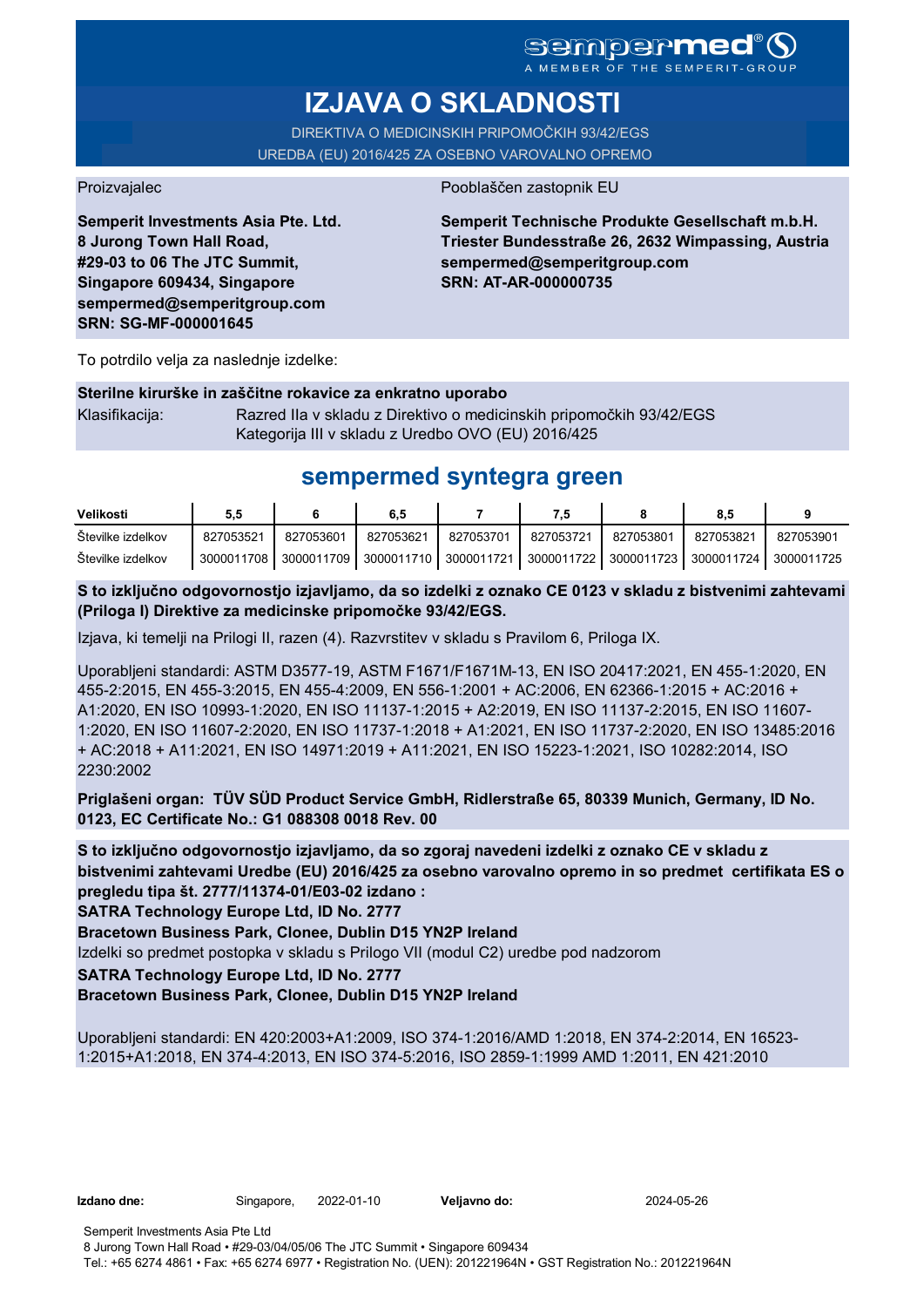sempermed®
A MEMBER OF THE SEMPERIT-GROUP

# IZJAVA O SKLADNOSTI

DIREKTIVA O MEDICINSKIH PRIPOMOČKIH 93/42/EGS
UREDBA (EU) 2016/425 ZA OSEBNO VAROVALNO OPREMO

Proizvajalec

**Semperit Investments Asia Pte. Ltd.**
**8 Jurong Town Hall Road,**
**#29-03 to 06 The JTC Summit,**
**Singapore 609434, Singapore**
**sempermed@semperitgroup.com**
**SRN: SG-MF-000001645**

Pooblaščen zastopnik EU

**Semperit Technische Produkte Gesellschaft m.b.H.**
**Triester Bundesstraße 26, 2632 Wimpassing, Austria**
**sempermed@semperitgroup.com**
**SRN: AT-AR-000000735**

To potrdilo velja za naslednje izdelke:

**Sterilne kirurške in zaščitne rokavice za enkratno uporabo**

Klasifikacija: Razred IIa v skladu z Direktivo o medicinskih pripomočkih 93/42/EGS
Kategorija III v skladu z Uredbo OVO (EU) 2016/425

## sempermed syntegra green

| Velikosti | 5,5 | 6 | 6,5 | 7 | 7,5 | 8 | 8,5 | 9 |
|---|---|---|---|---|---|---|---|---|
| Številke izdelkov | 827053521 | 827053601 | 827053621 | 827053701 | 827053721 | 827053801 | 827053821 | 827053901 |
| Številke izdelkov | 3000011708 | 3000011709 | 3000011710 | 3000011721 | 3000011722 | 3000011723 | 3000011724 | 3000011725 |

**S to izključno odgovornostjo izjavljamo, da so izdelki z oznako CE 0123 v skladu z bistvenimi zahtevami (Priloga I) Direktive za medicinske pripomočke 93/42/EGS.**

Izjava, ki temelji na Prilogi II, razen (4). Razvrstitev v skladu s Pravilom 6, Priloga IX.

Uporabljeni standardi: ASTM D3577-19, ASTM F1671/F1671M-13, EN ISO 20417:2021, EN 455-1:2020, EN 455-2:2015, EN 455-3:2015, EN 455-4:2009, EN 556-1:2001 + AC:2006, EN 62366-1:2015 + AC:2016 + A1:2020, EN ISO 10993-1:2020, EN ISO 11137-1:2015 + A2:2019, EN ISO 11137-2:2015, EN ISO 11607-1:2020, EN ISO 11607-2:2020, EN ISO 11737-1:2018 + A1:2021, EN ISO 11737-2:2020, EN ISO 13485:2016 + AC:2018 + A11:2021, EN ISO 14971:2019 + A11:2021, EN ISO 15223-1:2021, ISO 10282:2014, ISO 2230:2002

**Priglašeni organ: TÜV SÜD Product Service GmbH, Ridlerstraße 65, 80339 Munich, Germany, ID No. 0123, EC Certificate No.: G1 088308 0018 Rev. 00**

**S to izključno odgovornostjo izjavljamo, da so zgoraj navedeni izdelki z oznako CE v skladu z bistvenimi zahtevami Uredbe (EU) 2016/425 za osebno varovalno opremo in so predmet certifikata ES o pregledu tipa št. 2777/11374-01/E03-02 izdano :**
**SATRA Technology Europe Ltd, ID No. 2777**
**Bracetown Business Park, Clonee, Dublin D15 YN2P Ireland**
Izdelki so predmet postopka v skladu s Prilogo VII (modul C2) uredbe pod nadzorom
**SATRA Technology Europe Ltd, ID No. 2777**
**Bracetown Business Park, Clonee, Dublin D15 YN2P Ireland**

Uporabljeni standardi: EN 420:2003+A1:2009, ISO 374-1:2016/AMD 1:2018, EN 374-2:2014, EN 16523-1:2015+A1:2018, EN 374-4:2013, EN ISO 374-5:2016, ISO 2859-1:1999 AMD 1:2011, EN 421:2010

**Izdano dne:** Singapore, 2022-01-10 **Veljavno do:** 2024-05-26

Semperit Investments Asia Pte Ltd
8 Jurong Town Hall Road • #29-03/04/05/06 The JTC Summit • Singapore 609434
Tel.: +65 6274 4861 • Fax: +65 6274 6977 • Registration No. (UEN): 201221964N • GST Registration No.: 201221964N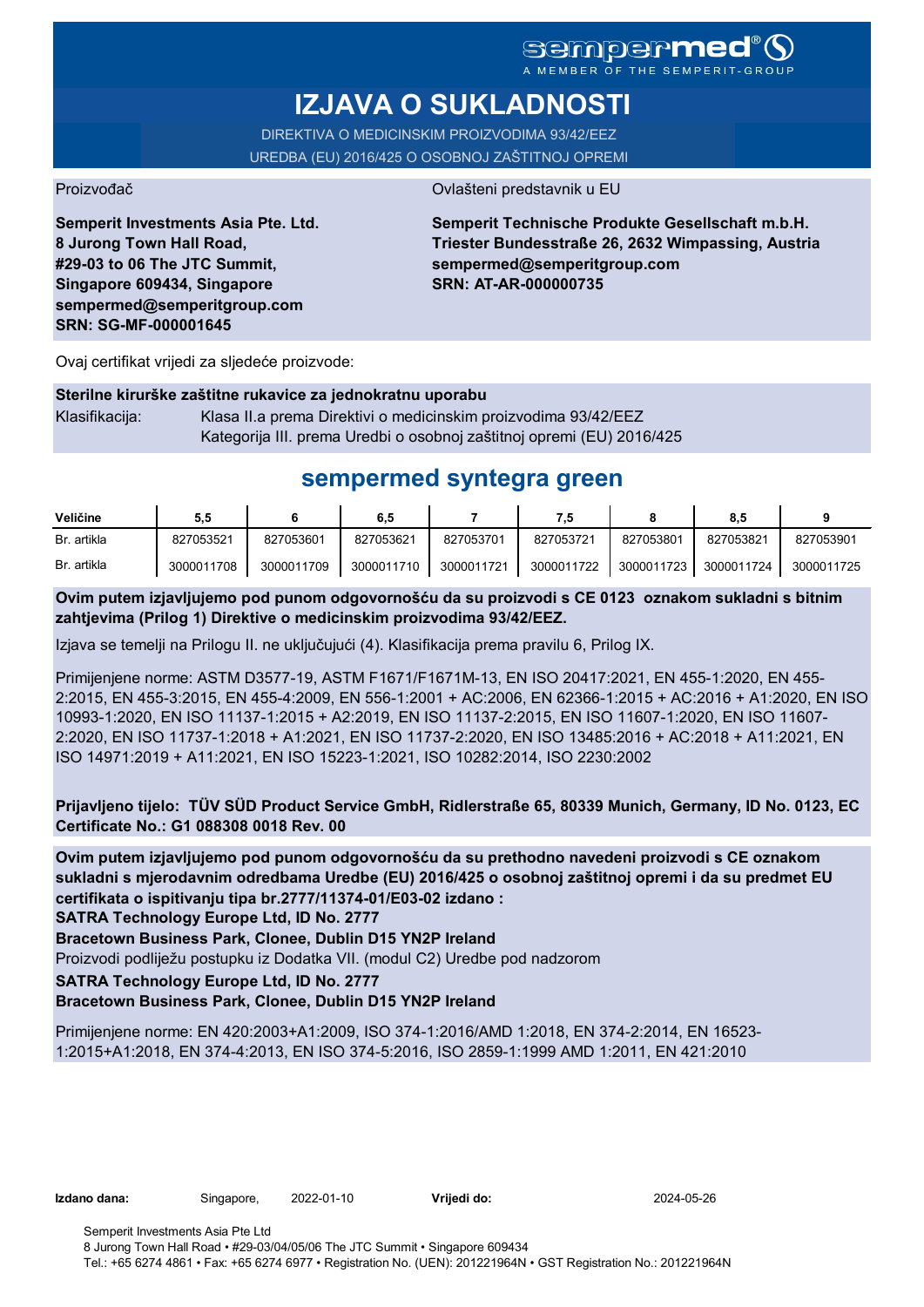sempermed®
A MEMBER OF THE SEMPERIT-GROUP

# IZJAVA O SUKLADNOSTI

DIREKTIVA O MEDICINSKIM PROIZVODIMA 93/42/EEZ
UREDBA (EU) 2016/425 O OSOBNOJ ZAŠTITNOJ OPREMI

Proizvođač

**Semperit Investments Asia Pte. Ltd.**
**8 Jurong Town Hall Road,**
**#29-03 to 06 The JTC Summit,**
**Singapore 609434, Singapore**
**sempermed@semperitgroup.com**
**SRN: SG-MF-000001645**

Ovlašteni predstavnik u EU

**Semperit Technische Produkte Gesellschaft m.b.H.**
**Triester Bundesstraße 26, 2632 Wimpassing, Austria**
**sempermed@semperitgroup.com**
**SRN: AT-AR-000000735**

Ovaj certifikat vrijedi za sljedeće proizvode:

**Sterilne kirurške zaštitne rukavice za jednokratnu uporabu**

Klasifikacija: Klasa II.a prema Direktivi o medicinskim proizvodima 93/42/EEZ
Kategorija III. prema Uredbi o osobnoj zaštitnoj opremi (EU) 2016/425

## sempermed syntegra green

| Veličine | 5,5 | 6 | 6,5 | 7 | 7,5 | 8 | 8,5 | 9 |
|---|---|---|---|---|---|---|---|---|
| Br. artikla | 827053521 | 827053601 | 827053621 | 827053701 | 827053721 | 827053801 | 827053821 | 827053901 |
| Br. artikla | 3000011708 | 3000011709 | 3000011710 | 3000011721 | 3000011722 | 3000011723 | 3000011724 | 3000011725 |

**Ovim putem izjavljujemo pod punom odgovornošću da su proizvodi s CE 0123 oznakom sukladni s bitnim zahtjevima (Prilog 1) Direktive o medicinskim proizvodima 93/42/EEZ.**

Izjava se temelji na Prilogu II. ne uključujući (4). Klasifikacija prema pravilu 6, Prilog IX.

Primijenjene norme: ASTM D3577-19, ASTM F1671/F1671M-13, EN ISO 20417:2021, EN 455-1:2020, EN 455-2:2015, EN 455-3:2015, EN 455-4:2009, EN 556-1:2001 + AC:2006, EN 62366-1:2015 + AC:2016 + A1:2020, EN ISO 10993-1:2020, EN ISO 11137-1:2015 + A2:2019, EN ISO 11137-2:2015, EN ISO 11607-1:2020, EN ISO 11607-2:2020, EN ISO 11737-1:2018 + A1:2021, EN ISO 11737-2:2020, EN ISO 13485:2016 + AC:2018 + A11:2021, EN ISO 14971:2019 + A11:2021, EN ISO 15223-1:2021, ISO 10282:2014, ISO 2230:2002

**Prijavljeno tijelo: TÜV SÜD Product Service GmbH, Ridlerstraße 65, 80339 Munich, Germany, ID No. 0123, EC Certificate No.: G1 088308 0018 Rev. 00**

**Ovim putem izjavljujemo pod punom odgovornošću da su prethodno navedeni proizvodi s CE oznakom sukladni s mjerodavnim odredbama Uredbe (EU) 2016/425 o osobnoj zaštitnoj opremi i da su predmet EU certifikata o ispitivanju tipa br.2777/11374-01/E03-02 izdano :**
**SATRA Technology Europe Ltd, ID No. 2777**
**Bracetown Business Park, Clonee, Dublin D15 YN2P Ireland**
Proizvodi podliježu postupku iz Dodatka VII. (modul C2) Uredbe pod nadzorom
**SATRA Technology Europe Ltd, ID No. 2777**
**Bracetown Business Park, Clonee, Dublin D15 YN2P Ireland**

Primijenjene norme: EN 420:2003+A1:2009, ISO 374-1:2016/AMD 1:2018, EN 374-2:2014, EN 16523-1:2015+A1:2018, EN 374-4:2013, EN ISO 374-5:2016, ISO 2859-1:1999 AMD 1:2011, EN 421:2010

**Izdano dana:** Singapore, 2022-01-10 **Vrijedi do:** 2024-05-26

Semperit Investments Asia Pte Ltd
8 Jurong Town Hall Road • #29-03/04/05/06 The JTC Summit • Singapore 609434
Tel.: +65 6274 4861 • Fax: +65 6274 6977 • Registration No. (UEN): 201221964N • GST Registration No.: 201221964N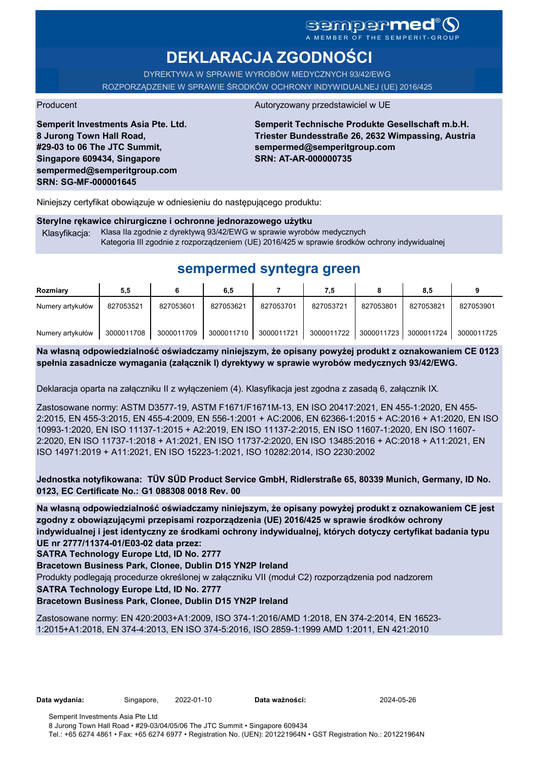sempermed®
A MEMBER OF THE SEMPERIT-GROUP

# DEKLARACJA ZGODNOŚCI

DYREKTYWA W SPRAWIE WYROBÓW MEDYCZNYCH 93/42/EWG
ROZPORZĄDZENIE W SPRAWIE ŚRODKÓW OCHRONY INDYWIDUALNEJ (UE) 2016/425

Producent

**Semperit Investments Asia Pte. Ltd.**
**8 Jurong Town Hall Road,**
**#29-03 to 06 The JTC Summit,**
**Singapore 609434, Singapore**
**sempermed@semperitgroup.com**
**SRN: SG-MF-000001645**

Autoryzowany przedstawiciel w UE

**Semperit Technische Produkte Gesellschaft m.b.H.**
**Triester Bundesstraße 26, 2632 Wimpassing, Austria**
**sempermed@semperitgroup.com**
**SRN: AT-AR-000000735**

Niniejszy certyfikat obowiązuje w odniesieniu do następującego produktu:

**Sterylne rękawice chirurgiczne i ochronne jednorazowego użytku**

Klasyfikacja: Klasa IIa zgodnie z dyrektywą 93/42/EWG w sprawie wyrobów medycznych
Kategoria III zgodnie z rozporządzeniem (UE) 2016/425 w sprawie środków ochrony indywidualnej

## sempermed syntegra green

| Rozmiary | 5,5 | 6 | 6,5 | 7 | 7,5 | 8 | 8,5 | 9 |
|---|---|---|---|---|---|---|---|---|
| Numery artykułów | 827053521 | 827053601 | 827053621 | 827053701 | 827053721 | 827053801 | 827053821 | 827053901 |
| Numery artykułów | 3000011708 | 3000011709 | 3000011710 | 3000011721 | 3000011722 | 3000011723 | 3000011724 | 3000011725 |

**Na własną odpowiedzialność oświadczamy niniejszym, że opisany powyżej produkt z oznakowaniem CE 0123 spełnia zasadnicze wymagania (załącznik I) dyrektywy w sprawie wyrobów medycznych 93/42/EWG.**

Deklaracja oparta na załączniku II z wyłączeniem (4). Klasyfikacja jest zgodna z zasadą 6, załącznik IX.

Zastosowane normy: ASTM D3577-19, ASTM F1671/F1671M-13, EN ISO 20417:2021, EN 455-1:2020, EN 455-2:2015, EN 455-3:2015, EN 455-4:2009, EN 556-1:2001 + AC:2006, EN 62366-1:2015 + AC:2016 + A1:2020, EN ISO 10993-1:2020, EN ISO 11137-1:2015 + A2:2019, EN ISO 11137-2:2015, EN ISO 11607-1:2020, EN ISO 11607-2:2020, EN ISO 11737-1:2018 + A1:2021, EN ISO 11737-2:2020, EN ISO 13485:2016 + AC:2018 + A11:2021, EN ISO 14971:2019 + A11:2021, EN ISO 15223-1:2021, ISO 10282:2014, ISO 2230:2002

**Jednostka notyfikowana: TÜV SÜD Product Service GmbH, Ridlerstraße 65, 80339 Munich, Germany, ID No. 0123, EC Certificate No.: G1 088308 0018 Rev. 00**

**Na własną odpowiedzialność oświadczamy niniejszym, że opisany powyżej produkt z oznakowaniem CE jest zgodny z obowiązującymi przepisami rozporządzenia (UE) 2016/425 w sprawie środków ochrony indywidualnej i jest identyczny ze środkami ochrony indywidualnej, których dotyczy certyfikat badania typu UE nr 2777/11374-01/E03-02 data przez:**
**SATRA Technology Europe Ltd, ID No. 2777**
**Bracetown Business Park, Clonee, Dublin D15 YN2P Ireland**
Produkty podlegają procedurze określonej w załączniku VII (moduł C2) rozporządzenia pod nadzorem
**SATRA Technology Europe Ltd, ID No. 2777**
**Bracetown Business Park, Clonee, Dublin D15 YN2P Ireland**

Zastosowane normy: EN 420:2003+A1:2009, ISO 374-1:2016/AMD 1:2018, EN 374-2:2014, EN 16523-1:2015+A1:2018, EN 374-4:2013, EN ISO 374-5:2016, ISO 2859-1:1999 AMD 1:2011, EN 421:2010

**Data wydania:** Singapore, 2022-01-10 **Data ważności:** 2024-05-26

Semperit Investments Asia Pte Ltd
8 Jurong Town Hall Road • #29-03/04/05/06 The JTC Summit • Singapore 609434
Tel.: +65 6274 4861 • Fax: +65 6274 6977 • Registration No. (UEN): 201221964N • GST Registration No.: 201221964N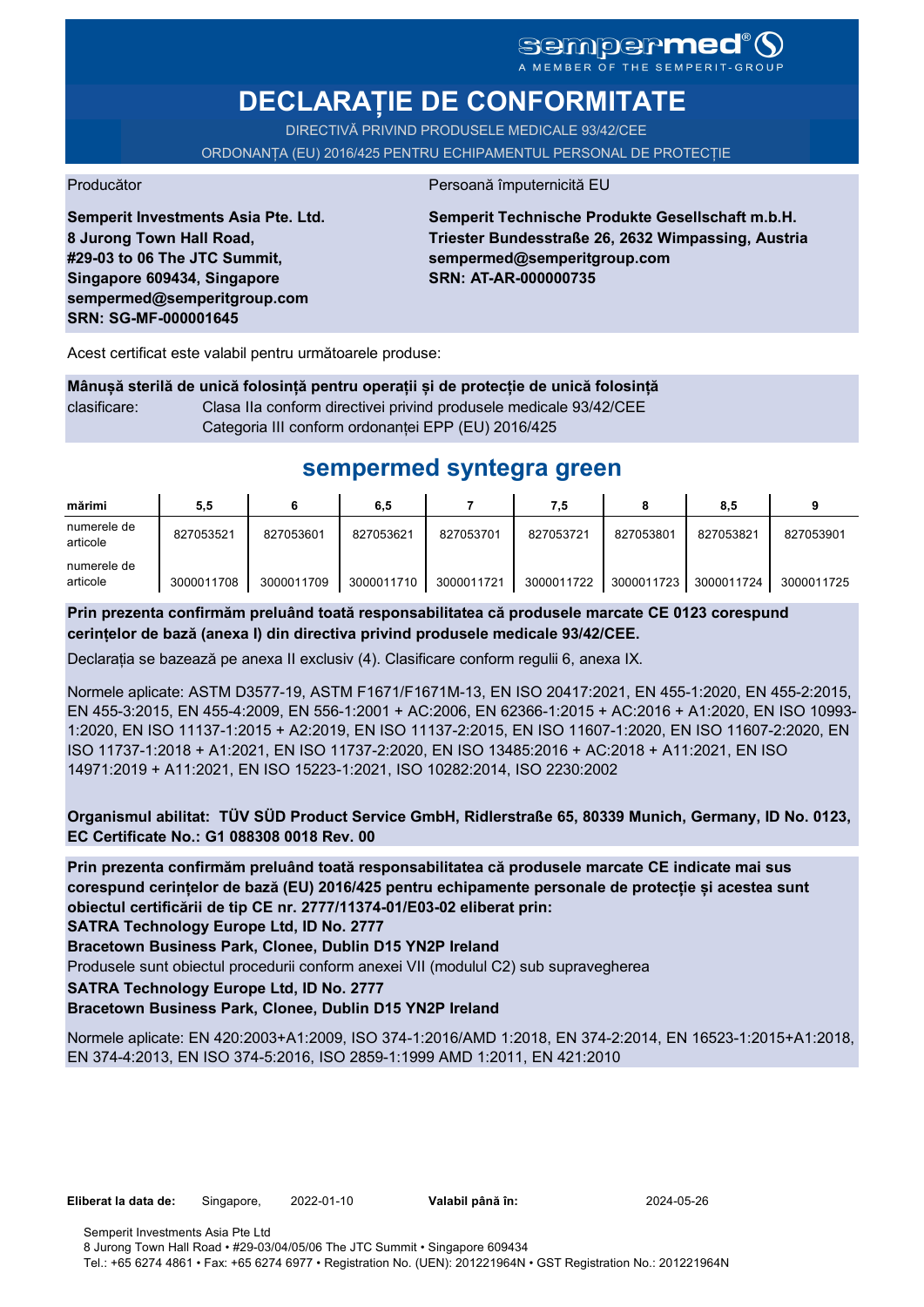sempermed® A MEMBER OF THE SEMPERIT-GROUP

# DECLARAȚIE DE CONFORMITATE

DIRECTIVĂ PRIVIND PRODUSELE MEDICALE 93/42/CEE

ORDONANȚA (EU) 2016/425 PENTRU ECHIPAMENTUL PERSONAL DE PROTECȚIE

Producător

**Semperit Investments Asia Pte. Ltd.**
**8 Jurong Town Hall Road,**
**#29-03 to 06 The JTC Summit,**
**Singapore 609434, Singapore**
**sempermed@semperitgroup.com**
**SRN: SG-MF-000001645**

Persoană împuternicită EU

**Semperit Technische Produkte Gesellschaft m.b.H.**
**Triester Bundesstraße 26, 2632 Wimpassing, Austria**
**sempermed@semperitgroup.com**
**SRN: AT-AR-000000735**

Acest certificat este valabil pentru următoarele produse:

**Mânușă sterilă de unică folosință pentru operații și de protecție de unică folosință**

clasificare: Clasa IIa conform directivei privind produsele medicale 93/42/CEE
Categoria III conform ordonanței EPP (EU) 2016/425

## sempermed syntegra green

| mărimi | 5,5 | 6 | 6,5 | 7 | 7,5 | 8 | 8,5 | 9 |
|---|---|---|---|---|---|---|---|---|
| numerele de articole | 827053521 | 827053601 | 827053621 | 827053701 | 827053721 | 827053801 | 827053821 | 827053901 |
| numerele de articole | 3000011708 | 3000011709 | 3000011710 | 3000011721 | 3000011722 | 3000011723 | 3000011724 | 3000011725 |

**Prin prezenta confirmăm preluând toată responsabilitatea că produsele marcate CE 0123 corespund cerințelor de bază (anexa I) din directiva privind produsele medicale 93/42/CEE.**

Declarația se bazează pe anexa II exclusiv (4). Clasificare conform regulii 6, anexa IX.

Normele aplicate: ASTM D3577-19, ASTM F1671/F1671M-13, EN ISO 20417:2021, EN 455-1:2020, EN 455-2:2015, EN 455-3:2015, EN 455-4:2009, EN 556-1:2001 + AC:2006, EN 62366-1:2015 + AC:2016 + A1:2020, EN ISO 10993-1:2020, EN ISO 11137-1:2015 + A2:2019, EN ISO 11137-2:2015, EN ISO 11607-1:2020, EN ISO 11607-2:2020, EN ISO 11737-1:2018 + A1:2021, EN ISO 11737-2:2020, EN ISO 13485:2016 + AC:2018 + A11:2021, EN ISO 14971:2019 + A11:2021, EN ISO 15223-1:2021, ISO 10282:2014, ISO 2230:2002

**Organismul abilitat: TÜV SÜD Product Service GmbH, Ridlerstraße 65, 80339 Munich, Germany, ID No. 0123, EC Certificate No.: G1 088308 0018 Rev. 00**

**Prin prezenta confirmăm preluând toată responsabilitatea că produsele marcate CE indicate mai sus corespund cerințelor de bază (EU) 2016/425 pentru echipamente personale de protecție și acestea sunt obiectul certificării de tip CE nr. 2777/11374-01/E03-02 eliberat prin:**
**SATRA Technology Europe Ltd, ID No. 2777**
**Bracetown Business Park, Clonee, Dublin D15 YN2P Ireland**
Produsele sunt obiectul procedurii conform anexei VII (modulul C2) sub supravegherea
**SATRA Technology Europe Ltd, ID No. 2777**
**Bracetown Business Park, Clonee, Dublin D15 YN2P Ireland**

Normele aplicate: EN 420:2003+A1:2009, ISO 374-1:2016/AMD 1:2018, EN 374-2:2014, EN 16523-1:2015+A1:2018, EN 374-4:2013, EN ISO 374-5:2016, ISO 2859-1:1999 AMD 1:2011, EN 421:2010

**Eliberat la data de:** Singapore, 2022-01-10 **Valabil până în:** 2024-05-26

Semperit Investments Asia Pte Ltd
8 Jurong Town Hall Road • #29-03/04/05/06 The JTC Summit • Singapore 609434
Tel.: +65 6274 4861 • Fax: +65 6274 6977 • Registration No. (UEN): 201221964N • GST Registration No.: 201221964N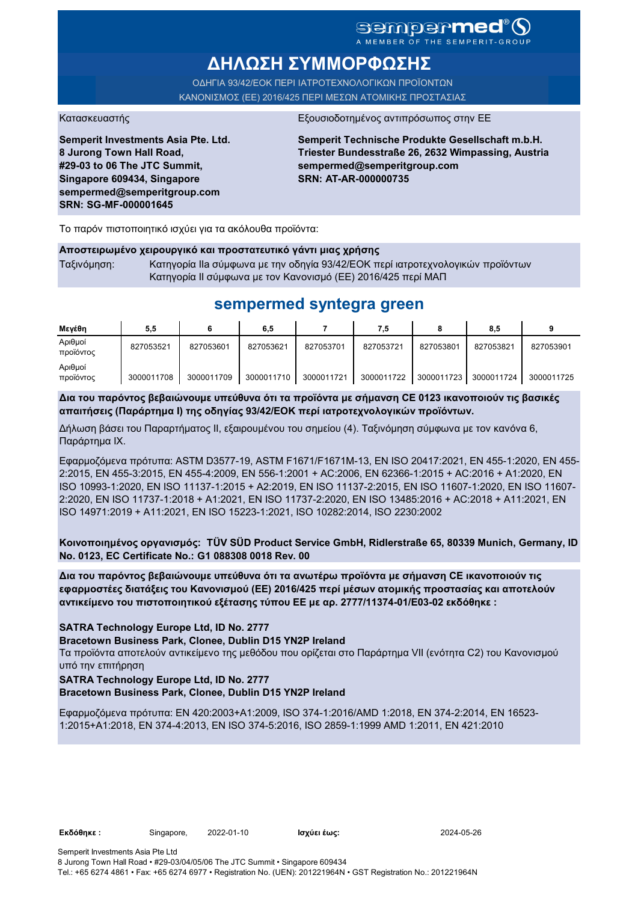sempermed®
A MEMBER OF THE SEMPERIT-GROUP

# ΔΗΛΩΣΗ ΣΥΜΜΟΡΦΩΣΗΣ

ΟΔΗΓΙΑ 93/42/ΕΟΚ ΠΕΡΙ ΙΑΤΡΟΤΕΧΝΟΛΟΓΙΚΩΝ ΠΡΟΪΟΝΤΩΝ
ΚΑΝΟΝΙΣΜΟΣ (ΕΕ) 2016/425 ΠΕΡΙ ΜΕΣΩΝ ΑΤΟΜΙΚΗΣ ΠΡΟΣΤΑΣΙΑΣ

Κατασκευαστής

**Semperit Investments Asia Pte. Ltd.**
**8 Jurong Town Hall Road,**
**#29-03 to 06 The JTC Summit,**
**Singapore 609434, Singapore**
**sempermed@semperitgroup.com**
**SRN: SG-MF-000001645**

Εξουσιοδοτημένος αντιπρόσωπος στην ΕΕ

**Semperit Technische Produkte Gesellschaft m.b.H.**
**Triester Bundesstraße 26, 2632 Wimpassing, Austria**
**sempermed@semperitgroup.com**
**SRN: AT-AR-000000735**

Το παρόν πιστοποιητικό ισχύει για τα ακόλουθα προϊόντα:

**Αποστειρωμένο χειρουργικό και προστατευτικό γάντι μιας χρήσης**

Ταξινόμηση: Κατηγορία IIa σύμφωνα με την οδηγία 93/42/ΕΟΚ περί ιατροτεχνολογικών προϊόντων
Κατηγορία II σύμφωνα με τον Κανονισμό (ΕΕ) 2016/425 περί ΜΑΠ

## sempermed syntegra green

| Μεγέθη | 5,5 | 6 | 6,5 | 7 | 7,5 | 8 | 8,5 | 9 |
|---|---|---|---|---|---|---|---|---|
| Αριθμοί προϊόντος | 827053521 | 827053601 | 827053621 | 827053701 | 827053721 | 827053801 | 827053821 | 827053901 |
| Αριθμοί προϊόντος | 3000011708 | 3000011709 | 3000011710 | 3000011721 | 3000011722 | 3000011723 | 3000011724 | 3000011725 |

**Δια του παρόντος βεβαιώνουμε υπεύθυνα ότι τα προϊόντα με σήμανση CE 0123 ικανοποιούν τις βασικές απαιτήσεις (Παράρτημα I) της οδηγίας 93/42/ΕΟΚ περί ιατροτεχνολογικών προϊόντων.**

Δήλωση βάσει του Παραρτήματος II, εξαιρουμένου του σημείου (4). Ταξινόμηση σύμφωνα με τον κανόνα 6, Παράρτημα IX.

Εφαρμοζόμενα πρότυπα: ASTM D3577-19, ASTM F1671/F1671M-13, EN ISO 20417:2021, EN 455-1:2020, EN 455-2:2015, EN 455-3:2015, EN 455-4:2009, EN 556-1:2001 + AC:2006, EN 62366-1:2015 + AC:2016 + A1:2020, EN ISO 10993-1:2020, EN ISO 11137-1:2015 + A2:2019, EN ISO 11137-2:2015, EN ISO 11607-1:2020, EN ISO 11607-2:2020, EN ISO 11737-1:2018 + A1:2021, EN ISO 11737-2:2020, EN ISO 13485:2016 + AC:2018 + A11:2021, EN ISO 14971:2019 + A11:2021, EN ISO 15223-1:2021, ISO 10282:2014, ISO 2230:2002

**Κοινοποιημένος οργανισμός: TÜV SÜD Product Service GmbH, Ridlerstraße 65, 80339 Munich, Germany, ID No. 0123, EC Certificate No.: G1 088308 0018 Rev. 00**

**Δια του παρόντος βεβαιώνουμε υπεύθυνα ότι τα ανωτέρω προϊόντα με σήμανση CE ικανοποιούν τις εφαρμοστέες διατάξεις του Κανονισμού (ΕΕ) 2016/425 περί μέσων ατομικής προστασίας και αποτελούν αντικείμενο του πιστοποιητικού εξέτασης τύπου ΕΕ με αρ. 2777/11374-01/E03-02 εκδόθηκε :**

**SATRA Technology Europe Ltd, ID No. 2777**
**Bracetown Business Park, Clonee, Dublin D15 YN2P Ireland**
Τα προϊόντα αποτελούν αντικείμενο της μεθόδου που ορίζεται στο Παράρτημα VII (ενότητα C2) του Κανονισμού υπό την επιτήρηση
**SATRA Technology Europe Ltd, ID No. 2777**
**Bracetown Business Park, Clonee, Dublin D15 YN2P Ireland**

Εφαρμοζόμενα πρότυπα: EN 420:2003+A1:2009, ISO 374-1:2016/AMD 1:2018, EN 374-2:2014, EN 16523-1:2015+A1:2018, EN 374-4:2013, EN ISO 374-5:2016, ISO 2859-1:1999 AMD 1:2011, EN 421:2010

**Εκδόθηκε :** Singapore, 2022-01-10 **Ισχύει έως:** 2024-05-26

Semperit Investments Asia Pte Ltd
8 Jurong Town Hall Road • #29-03/04/05/06 The JTC Summit • Singapore 609434
Tel.: +65 6274 4861 • Fax: +65 6274 6977 • Registration No. (UEN): 201221964N • GST Registration No.: 201221964N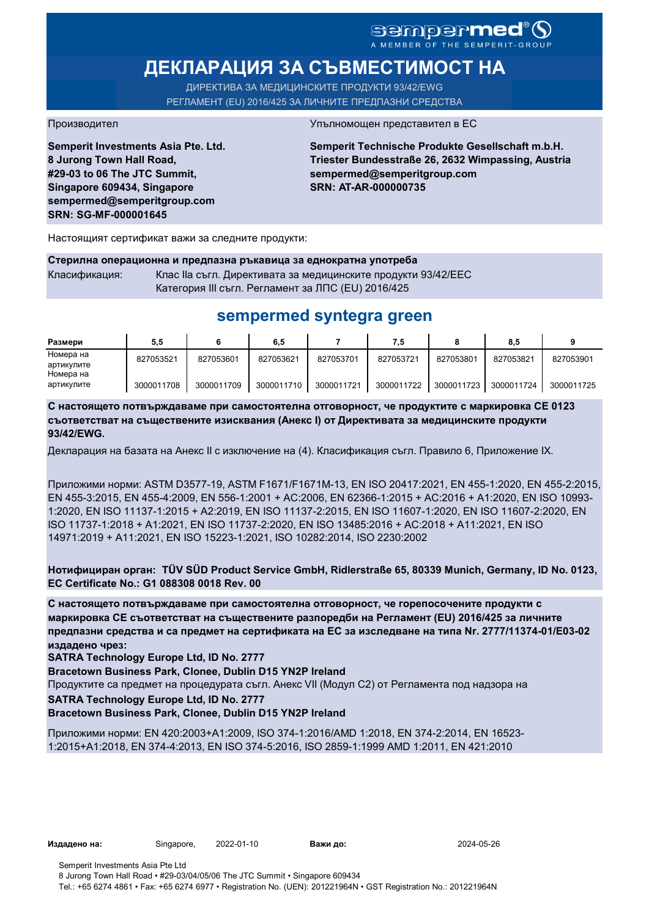sempermed®
A MEMBER OF THE SEMPERIT-GROUP

# ДЕКЛАРАЦИЯ ЗА СЪВМЕСТИМОСТ НА

ДИРЕКТИВА ЗА МЕДИЦИНСКИТЕ ПРОДУКТИ 93/42/EWG
РЕГЛАМЕНТ (EU) 2016/425 ЗА ЛИЧНИТЕ ПРЕДПАЗНИ СРЕДСТВА

Производител

**Semperit Investments Asia Pte. Ltd.**
**8 Jurong Town Hall Road,**
**#29-03 to 06 The JTC Summit,**
**Singapore 609434, Singapore**
**sempermed@semperitgroup.com**
**SRN: SG-MF-000001645**

Упълномощен представител в ЕС

**Semperit Technische Produkte Gesellschaft m.b.H.**
**Triester Bundesstraße 26, 2632 Wimpassing, Austria**
**sempermed@semperitgroup.com**
**SRN: AT-AR-000000735**

Настоящият сертификат важи за следните продукти:

**Стерилна операционна и предпазна ръкавица за еднократна употреба**

Класификация: Клас IIa съгл. Директивата за медицинските продукти 93/42/EEC
Категория III съгл. Регламент за ЛПС (EU) 2016/425

## sempermed syntegra green

| Размери | 5,5 | 6 | 6,5 | 7 | 7,5 | 8 | 8,5 | 9 |
|---|---|---|---|---|---|---|---|---|
| Номера на артикулите | 827053521 | 827053601 | 827053621 | 827053701 | 827053721 | 827053801 | 827053821 | 827053901 |
| Номера на артикулите | 3000011708 | 3000011709 | 3000011710 | 3000011721 | 3000011722 | 3000011723 | 3000011724 | 3000011725 |

**С настоящето потвърждаваме при самостоятелна отговорност, че продуктите с маркировка CE 0123 съответстват на съществените изисквания (Анекс I) от Директивата за медицинските продукти 93/42/EWG.**

Декларация на базата на Анекс II с изключение на (4). Класификация съгл. Правило 6, Приложение IX.

Приложими норми: ASTM D3577-19, ASTM F1671/F1671M-13, EN ISO 20417:2021, EN 455-1:2020, EN 455-2:2015, EN 455-3:2015, EN 455-4:2009, EN 556-1:2001 + AC:2006, EN 62366-1:2015 + AC:2016 + A1:2020, EN ISO 10993-1:2020, EN ISO 11137-1:2015 + A2:2019, EN ISO 11137-2:2015, EN ISO 11607-1:2020, EN ISO 11607-2:2020, EN ISO 11737-1:2018 + A1:2021, EN ISO 11737-2:2020, EN ISO 13485:2016 + AC:2018 + A11:2021, EN ISO 14971:2019 + A11:2021, EN ISO 15223-1:2021, ISO 10282:2014, ISO 2230:2002

**Нотифициран орган: TÜV SÜD Product Service GmbH, Ridlerstraße 65, 80339 Munich, Germany, ID No. 0123, EC Certificate No.: G1 088308 0018 Rev. 00**

**С настоящето потвърждаваме при самостоятелна отговорност, че горепосочените продукти с маркировка CE съответстват на съществените разпоредби на Регламент (EU) 2016/425 за личните предпазни средства и са предмет на сертификата на ЕС за изследване на типа Nr. 2777/11374-01/E03-02 издадено чрез:**
**SATRA Technology Europe Ltd, ID No. 2777**
**Bracetown Business Park, Clonee, Dublin D15 YN2P Ireland**
Продуктите са предмет на процедурата съгл. Анекс VII (Модул C2) от Регламента под надзора на
**SATRA Technology Europe Ltd, ID No. 2777**
**Bracetown Business Park, Clonee, Dublin D15 YN2P Ireland**

Приложими норми: EN 420:2003+A1:2009, ISO 374-1:2016/AMD 1:2018, EN 374-2:2014, EN 16523-1:2015+A1:2018, EN 374-4:2013, EN ISO 374-5:2016, ISO 2859-1:1999 AMD 1:2011, EN 421:2010

**Издадено на:** Singapore, 2022-01-10 **Важи до:** 2024-05-26

Semperit Investments Asia Pte Ltd
8 Jurong Town Hall Road • #29-03/04/05/06 The JTC Summit • Singapore 609434
Tel.: +65 6274 4861 • Fax: +65 6274 6977 • Registration No. (UEN): 201221964N • GST Registration No.: 201221964N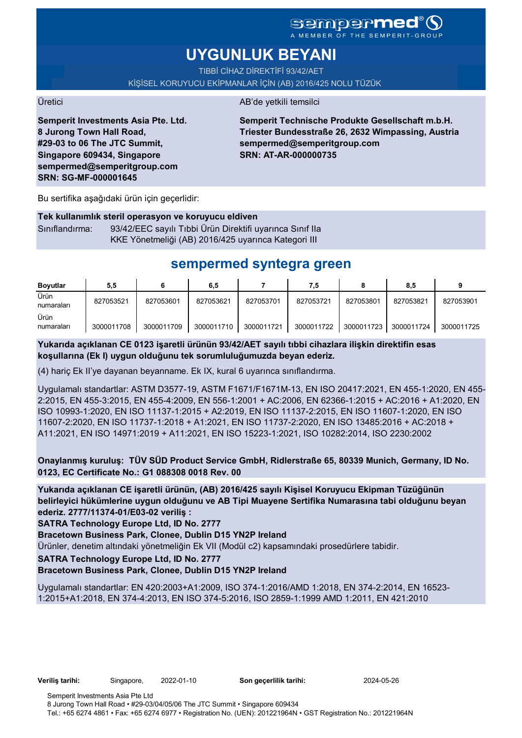sempermed®
A MEMBER OF THE SEMPERIT-GROUP

# UYGUNLUK BEYANI

TIBBİ CİHAZ DİREKTİFİ 93/42/AET

KİŞİSEL KORUYUCU EKİPMANLAR İÇİN (AB) 2016/425 NOLU TÜZÜK

Üretici

**Semperit Investments Asia Pte. Ltd.**
**8 Jurong Town Hall Road,**
**#29-03 to 06 The JTC Summit,**
**Singapore 609434, Singapore**
**sempermed@semperitgroup.com**
**SRN: SG-MF-000001645**

AB'de yetkili temsilci

**Semperit Technische Produkte Gesellschaft m.b.H.**
**Triester Bundesstraße 26, 2632 Wimpassing, Austria**
**sempermed@semperitgroup.com**
**SRN: AT-AR-000000735**

Bu sertifika aşağıdaki ürün için geçerlidir:

**Tek kullanımlık steril operasyon ve koruyucu eldiven**

Sınıflandırma: 93/42/EEC sayılı Tıbbi Ürün Direktifi uyarınca Sınıf IIa
KKE Yönetmeliği (AB) 2016/425 uyarınca Kategori III

## sempermed syntegra green

| Boyutlar | 5,5 | 6 | 6,5 | 7 | 7,5 | 8 | 8,5 | 9 |
|---|---|---|---|---|---|---|---|---|
| Ürün numaraları | 827053521 | 827053601 | 827053621 | 827053701 | 827053721 | 827053801 | 827053821 | 827053901 |
| Ürün numaraları | 3000011708 | 3000011709 | 3000011710 | 3000011721 | 3000011722 | 3000011723 | 3000011724 | 3000011725 |

**Yukarıda açıklanan CE 0123 işaretli ürünün 93/42/AET sayılı tıbbi cihazlara ilişkin direktifin esas koşullarına (Ek I) uygun olduğunu tek sorumluluğumuzda beyan ederiz.**

(4) hariç Ek II'ye dayanan beyanname. Ek IX, kural 6 uyarınca sınıflandırma.

Uygulamalı standartlar: ASTM D3577-19, ASTM F1671/F1671M-13, EN ISO 20417:2021, EN 455-1:2020, EN 455-2:2015, EN 455-3:2015, EN 455-4:2009, EN 556-1:2001 + AC:2006, EN 62366-1:2015 + AC:2016 + A1:2020, EN ISO 10993-1:2020, EN ISO 11137-1:2015 + A2:2019, EN ISO 11137-2:2015, EN ISO 11607-1:2020, EN ISO 11607-2:2020, EN ISO 11737-1:2018 + A1:2021, EN ISO 11737-2:2020, EN ISO 13485:2016 + AC:2018 + A11:2021, EN ISO 14971:2019 + A11:2021, EN ISO 15223-1:2021, ISO 10282:2014, ISO 2230:2002

**Onaylanmış kuruluş: TÜV SÜD Product Service GmbH, Ridlerstraße 65, 80339 Munich, Germany, ID No. 0123, EC Certificate No.: G1 088308 0018 Rev. 00**

**Yukarıda açıklanan CE işaretli ürünün, (AB) 2016/425 sayılı Kişisel Koruyucu Ekipman Tüzüğünün belirleyici hükümlerine uygun olduğunu ve AB Tipi Muayene Sertifika Numarasına tabi olduğunu beyan ederiz. 2777/11374-01/E03-02 veriliş :**
**SATRA Technology Europe Ltd, ID No. 2777**
**Bracetown Business Park, Clonee, Dublin D15 YN2P Ireland**
Ürünler, denetim altındaki yönetmeliğin Ek VII (Modül c2) kapsamındaki prosedürlere tabidir.
**SATRA Technology Europe Ltd, ID No. 2777**
**Bracetown Business Park, Clonee, Dublin D15 YN2P Ireland**

Uygulamalı standartlar: EN 420:2003+A1:2009, ISO 374-1:2016/AMD 1:2018, EN 374-2:2014, EN 16523-1:2015+A1:2018, EN 374-4:2013, EN ISO 374-5:2016, ISO 2859-1:1999 AMD 1:2011, EN 421:2010

**Veriliş tarihi:** Singapore, 2022-01-10 **Son geçerlilik tarihi:** 2024-05-26

Semperit Investments Asia Pte Ltd
8 Jurong Town Hall Road • #29-03/04/05/06 The JTC Summit • Singapore 609434
Tel.: +65 6274 4861 • Fax: +65 6274 6977 • Registration No. (UEN): 201221964N • GST Registration No.: 201221964N